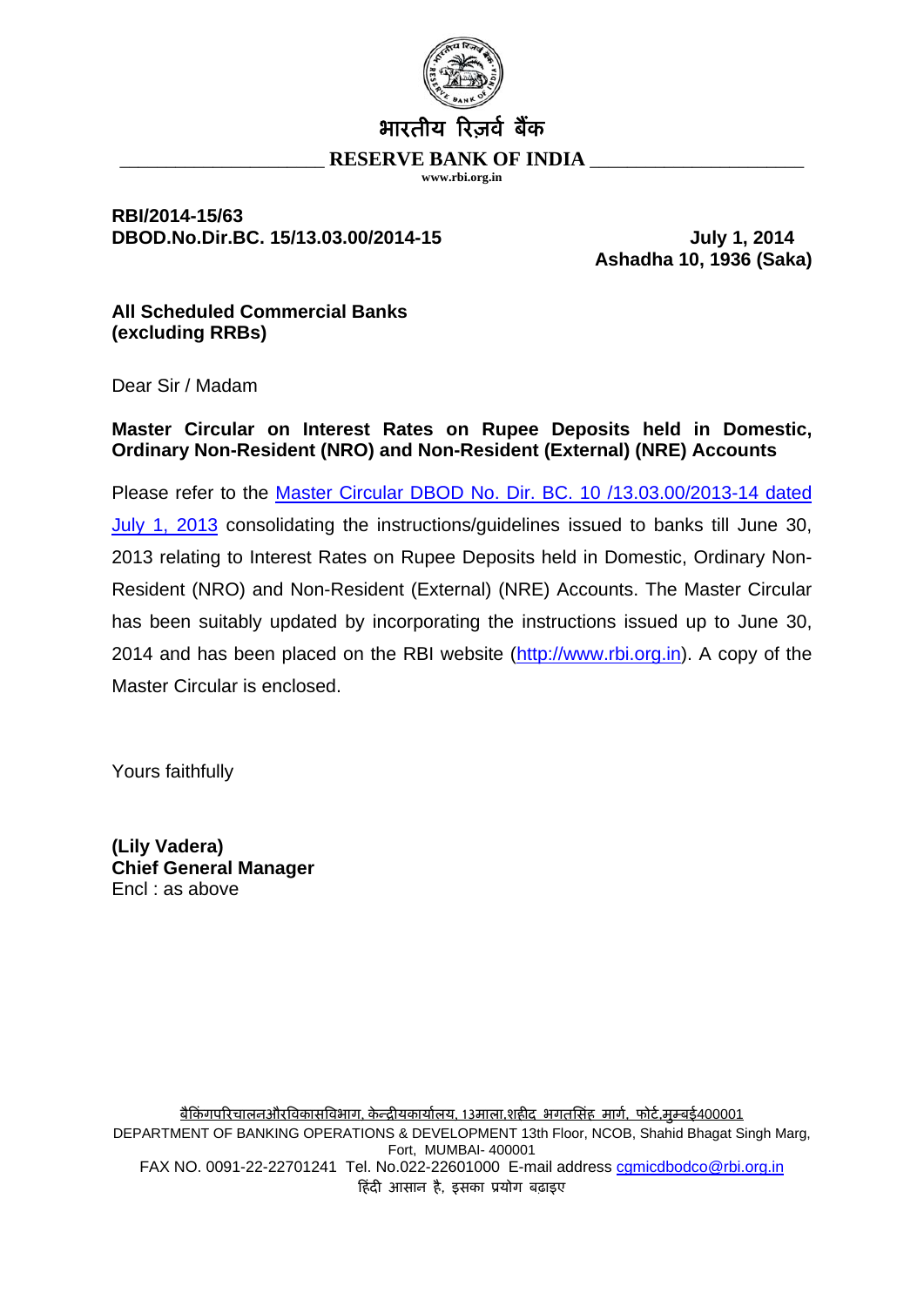भारतीय रिज़र्व बैंक

**RESERVE BANK OF INDIA**

www.rbi.org.in

**RBI/2014-15/63**
**DBOD.No.Dir.BC. 15/13.03.00/2014-15** **July 1, 2014**
**Ashadha 10, 1936 (Saka)**

**All Scheduled Commercial Banks**
**(excluding RRBs)**

Dear Sir / Madam

**Master Circular on Interest Rates on Rupee Deposits held in Domestic, Ordinary Non-Resident (NRO) and Non-Resident (External) (NRE) Accounts**

Please refer to the Master Circular DBOD No. Dir. BC. 10 /13.03.00/2013-14 dated July 1, 2013 consolidating the instructions/guidelines issued to banks till June 30, 2013 relating to Interest Rates on Rupee Deposits held in Domestic, Ordinary Non-Resident (NRO) and Non-Resident (External) (NRE) Accounts. The Master Circular has been suitably updated by incorporating the instructions issued up to June 30, 2014 and has been placed on the RBI website (http://www.rbi.org.in). A copy of the Master Circular is enclosed.

Yours faithfully

**(Lily Vadera)**
**Chief General Manager**
Encl : as above

बैंकिंगपरिचालनऔरविकासविभाग, केन्द्रीयकार्यालय, 13माला,शहीद भगतसिंह मार्ग, फोर्ट,मुम्बई400001
DEPARTMENT OF BANKING OPERATIONS & DEVELOPMENT 13th Floor, NCOB, Shahid Bhagat Singh Marg, Fort, MUMBAI- 400001
FAX NO. 0091-22-22701241 Tel. No.022-22601000 E-mail address cgmicdbodco@rbi.org.in
हिंदी आसान है, इसका प्रयोग बढ़ाइए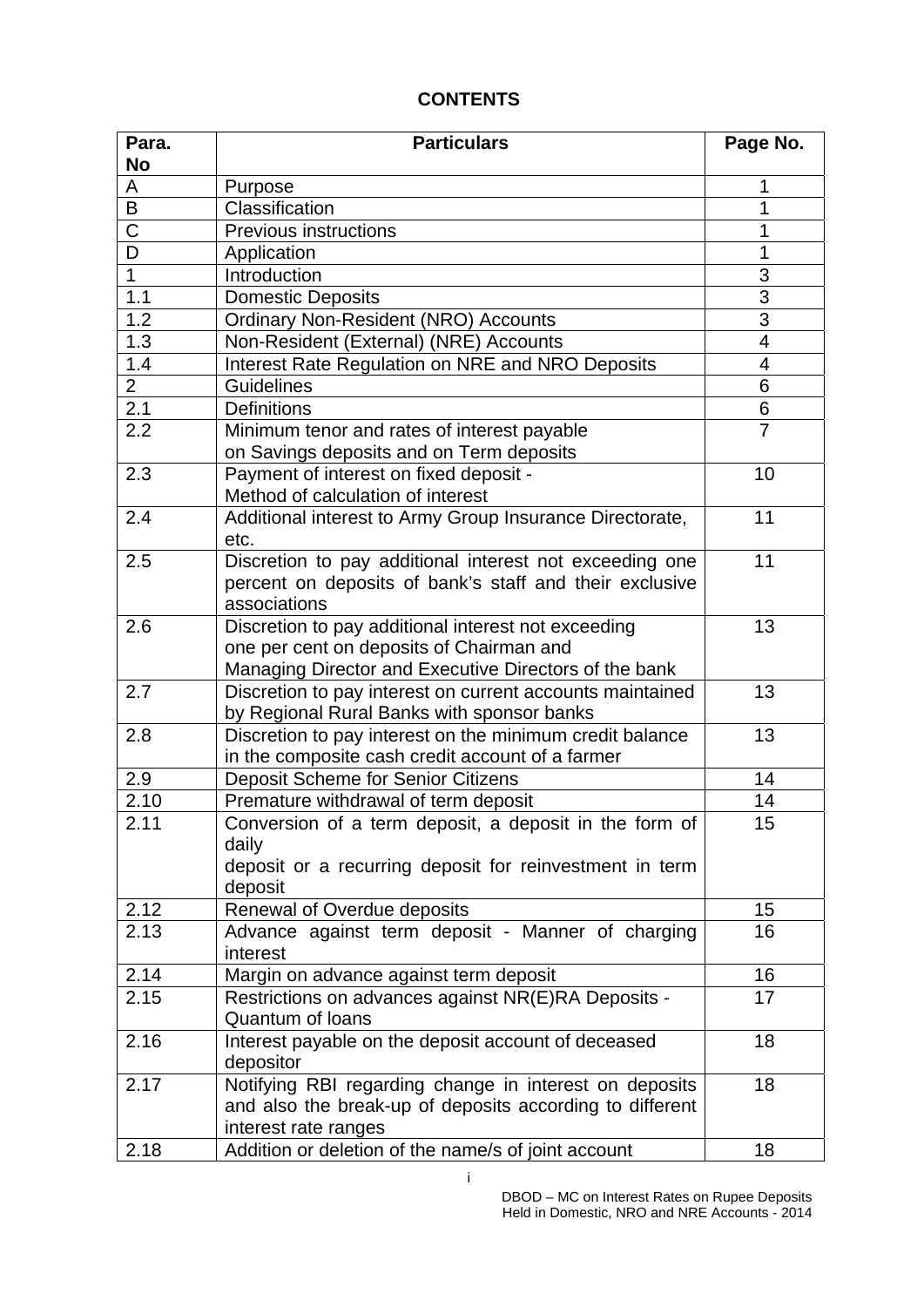**CONTENTS**

| Para. No | Particulars | Page No. |
|---|---|---|
| A | Purpose | 1 |
| B | Classification | 1 |
| C | Previous instructions | 1 |
| D | Application | 1 |
| 1 | Introduction | 3 |
| 1.1 | Domestic Deposits | 3 |
| 1.2 | Ordinary Non-Resident (NRO) Accounts | 3 |
| 1.3 | Non-Resident (External) (NRE) Accounts | 4 |
| 1.4 | Interest Rate Regulation on NRE and NRO Deposits | 4 |
| 2 | Guidelines | 6 |
| 2.1 | Definitions | 6 |
| 2.2 | Minimum tenor and rates of interest payable on Savings deposits and on Term deposits | 7 |
| 2.3 | Payment of interest on fixed deposit - Method of calculation of interest | 10 |
| 2.4 | Additional interest to Army Group Insurance Directorate, etc. | 11 |
| 2.5 | Discretion to pay additional interest not exceeding one percent on deposits of bank's staff and their exclusive associations | 11 |
| 2.6 | Discretion to pay additional interest not exceeding one per cent on deposits of Chairman and Managing Director and Executive Directors of the bank | 13 |
| 2.7 | Discretion to pay interest on current accounts maintained by Regional Rural Banks with sponsor banks | 13 |
| 2.8 | Discretion to pay interest on the minimum credit balance in the composite cash credit account of a farmer | 13 |
| 2.9 | Deposit Scheme for Senior Citizens | 14 |
| 2.10 | Premature withdrawal of term deposit | 14 |
| 2.11 | Conversion of a term deposit, a deposit in the form of daily deposit or a recurring deposit for reinvestment in term deposit | 15 |
| 2.12 | Renewal of Overdue deposits | 15 |
| 2.13 | Advance against term deposit - Manner of charging interest | 16 |
| 2.14 | Margin on advance against term deposit | 16 |
| 2.15 | Restrictions on advances against NR(E)RA Deposits - Quantum of loans | 17 |
| 2.16 | Interest payable on the deposit account of deceased depositor | 18 |
| 2.17 | Notifying RBI regarding change in interest on deposits and also the break-up of deposits according to different interest rate ranges | 18 |
| 2.18 | Addition or deletion of the name/s of joint account | 18 |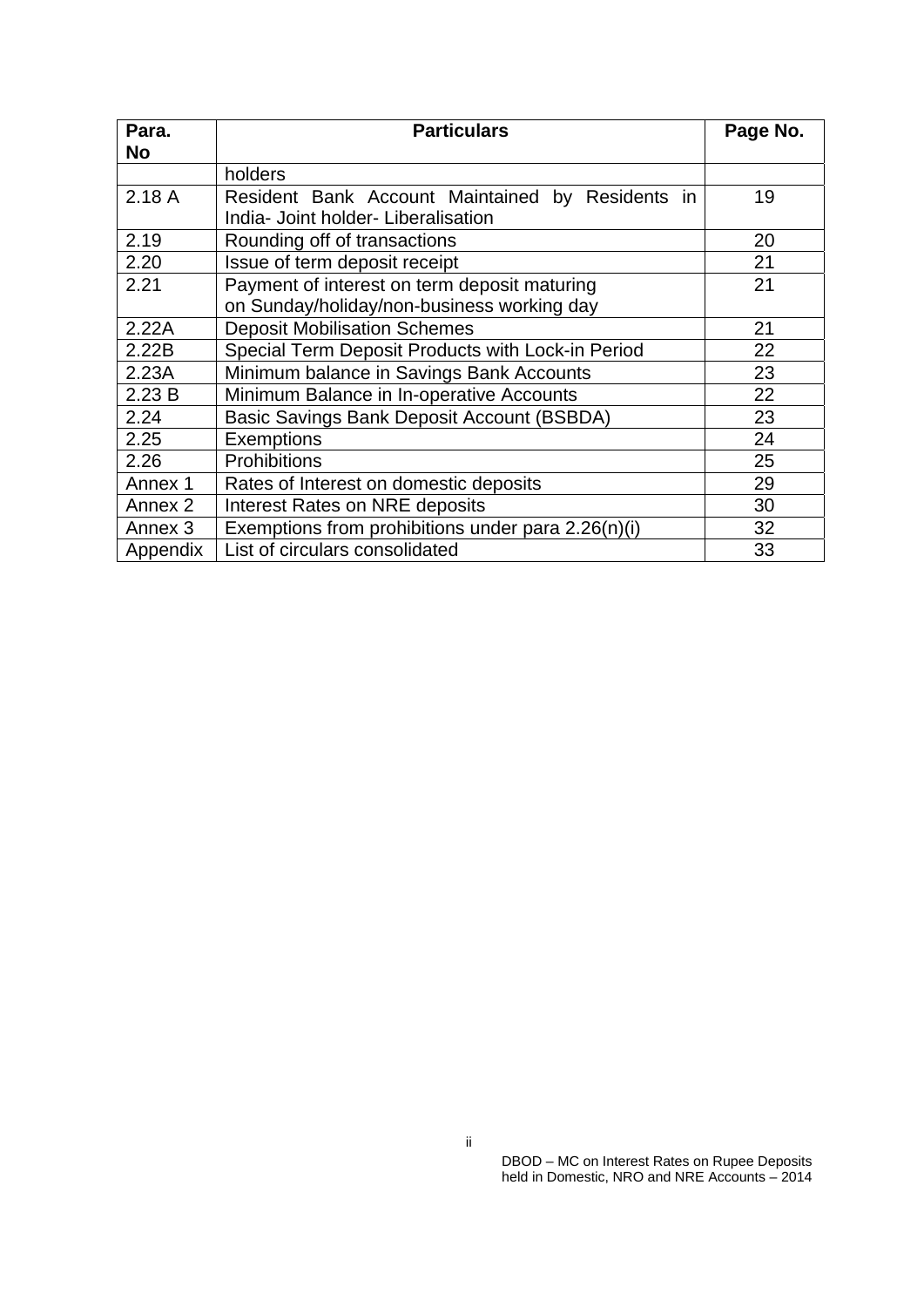| Para. No | Particulars | Page No. |
|---|---|---|
| | holders | |
| 2.18 A | Resident Bank Account Maintained by Residents in India- Joint holder- Liberalisation | 19 |
| 2.19 | Rounding off of transactions | 20 |
| 2.20 | Issue of term deposit receipt | 21 |
| 2.21 | Payment of interest on term deposit maturing on Sunday/holiday/non-business working day | 21 |
| 2.22A | Deposit Mobilisation Schemes | 21 |
| 2.22B | Special Term Deposit Products with Lock-in Period | 22 |
| 2.23A | Minimum balance in Savings Bank Accounts | 23 |
| 2.23 B | Minimum Balance in In-operative Accounts | 22 |
| 2.24 | Basic Savings Bank Deposit Account (BSBDA) | 23 |
| 2.25 | Exemptions | 24 |
| 2.26 | Prohibitions | 25 |
| Annex 1 | Rates of Interest on domestic deposits | 29 |
| Annex 2 | Interest Rates on NRE deposits | 30 |
| Annex 3 | Exemptions from prohibitions under para 2.26(n)(i) | 32 |
| Appendix | List of circulars consolidated | 33 |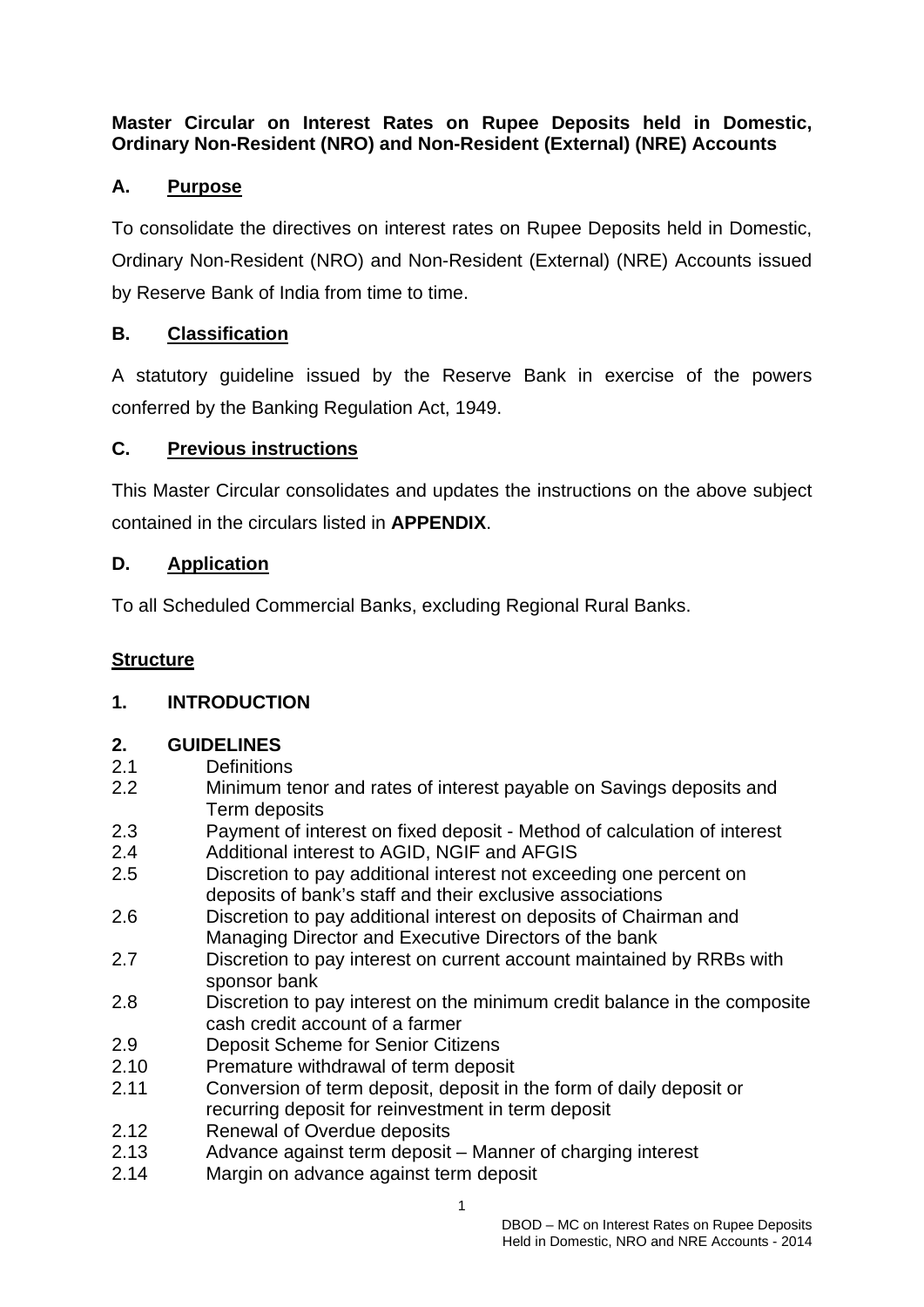**Master Circular on Interest Rates on Rupee Deposits held in Domestic, Ordinary Non-Resident (NRO) and Non-Resident (External) (NRE) Accounts**

## A. Purpose

To consolidate the directives on interest rates on Rupee Deposits held in Domestic, Ordinary Non-Resident (NRO) and Non-Resident (External) (NRE) Accounts issued by Reserve Bank of India from time to time.

## B. Classification

A statutory guideline issued by the Reserve Bank in exercise of the powers conferred by the Banking Regulation Act, 1949.

## C. Previous instructions

This Master Circular consolidates and updates the instructions on the above subject contained in the circulars listed in **APPENDIX**.

## D. Application

To all Scheduled Commercial Banks, excluding Regional Rural Banks.

## Structure

**1. INTRODUCTION**

**2. GUIDELINES**

2.1 Definitions
2.2 Minimum tenor and rates of interest payable on Savings deposits and Term deposits
2.3 Payment of interest on fixed deposit - Method of calculation of interest
2.4 Additional interest to AGID, NGIF and AFGIS
2.5 Discretion to pay additional interest not exceeding one percent on deposits of bank's staff and their exclusive associations
2.6 Discretion to pay additional interest on deposits of Chairman and Managing Director and Executive Directors of the bank
2.7 Discretion to pay interest on current account maintained by RRBs with sponsor bank
2.8 Discretion to pay interest on the minimum credit balance in the composite cash credit account of a farmer
2.9 Deposit Scheme for Senior Citizens
2.10 Premature withdrawal of term deposit
2.11 Conversion of term deposit, deposit in the form of daily deposit or recurring deposit for reinvestment in term deposit
2.12 Renewal of Overdue deposits
2.13 Advance against term deposit – Manner of charging interest
2.14 Margin on advance against term deposit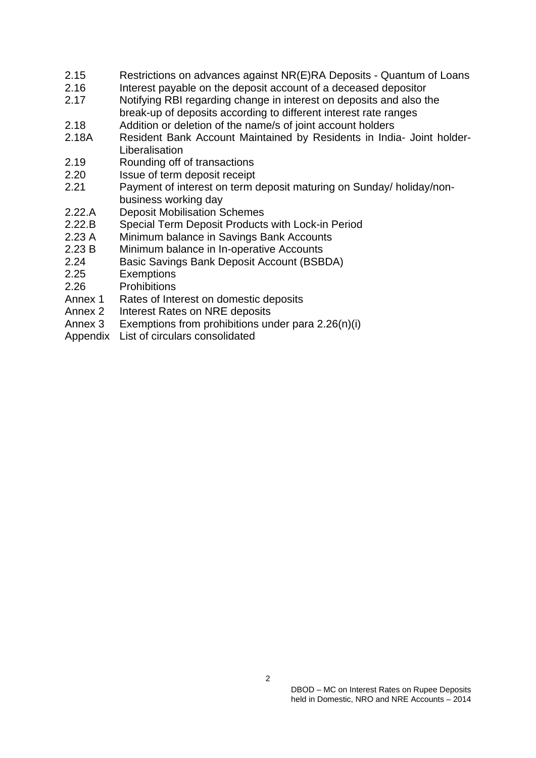| | |
|---|---|
| 2.15 | Restrictions on advances against NR(E)RA Deposits - Quantum of Loans |
| 2.16 | Interest payable on the deposit account of a deceased depositor |
| 2.17 | Notifying RBI regarding change in interest on deposits and also the break-up of deposits according to different interest rate ranges |
| 2.18 | Addition or deletion of the name/s of joint account holders |
| 2.18A | Resident Bank Account Maintained by Residents in India- Joint holder- Liberalisation |
| 2.19 | Rounding off of transactions |
| 2.20 | Issue of term deposit receipt |
| 2.21 | Payment of interest on term deposit maturing on Sunday/ holiday/non-business working day |
| 2.22.A | Deposit Mobilisation Schemes |
| 2.22.B | Special Term Deposit Products with Lock-in Period |
| 2.23 A | Minimum balance in Savings Bank Accounts |
| 2.23 B | Minimum balance in In-operative Accounts |
| 2.24 | Basic Savings Bank Deposit Account (BSBDA) |
| 2.25 | Exemptions |
| 2.26 | Prohibitions |
| Annex 1 | Rates of Interest on domestic deposits |
| Annex 2 | Interest Rates on NRE deposits |
| Annex 3 | Exemptions from prohibitions under para 2.26(n)(i) |
| Appendix | List of circulars consolidated |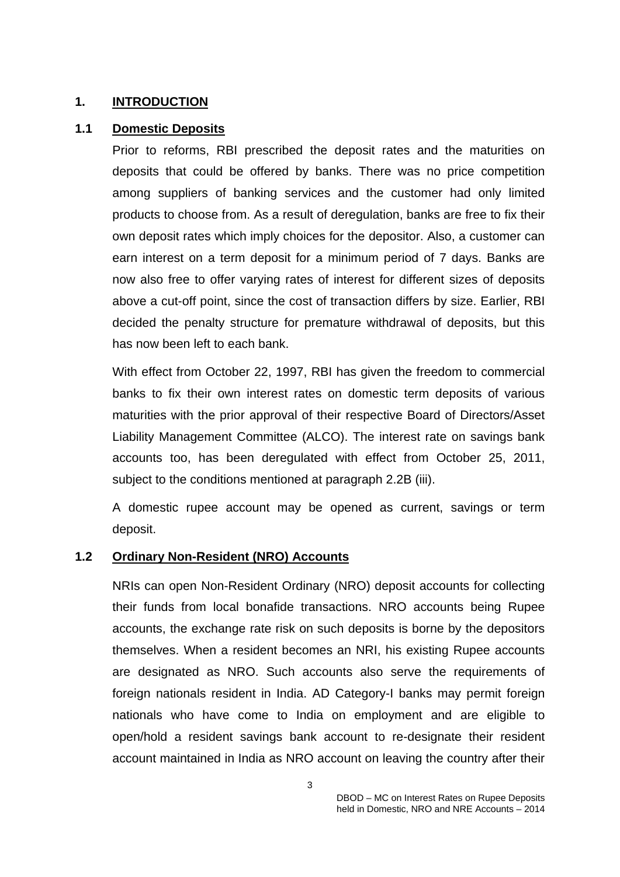## 1. INTRODUCTION

### 1.1 Domestic Deposits

Prior to reforms, RBI prescribed the deposit rates and the maturities on deposits that could be offered by banks. There was no price competition among suppliers of banking services and the customer had only limited products to choose from. As a result of deregulation, banks are free to fix their own deposit rates which imply choices for the depositor. Also, a customer can earn interest on a term deposit for a minimum period of 7 days. Banks are now also free to offer varying rates of interest for different sizes of deposits above a cut-off point, since the cost of transaction differs by size. Earlier, RBI decided the penalty structure for premature withdrawal of deposits, but this has now been left to each bank.

With effect from October 22, 1997, RBI has given the freedom to commercial banks to fix their own interest rates on domestic term deposits of various maturities with the prior approval of their respective Board of Directors/Asset Liability Management Committee (ALCO). The interest rate on savings bank accounts too, has been deregulated with effect from October 25, 2011, subject to the conditions mentioned at paragraph 2.2B (iii).

A domestic rupee account may be opened as current, savings or term deposit.

### 1.2 Ordinary Non-Resident (NRO) Accounts

NRIs can open Non-Resident Ordinary (NRO) deposit accounts for collecting their funds from local bonafide transactions. NRO accounts being Rupee accounts, the exchange rate risk on such deposits is borne by the depositors themselves. When a resident becomes an NRI, his existing Rupee accounts are designated as NRO. Such accounts also serve the requirements of foreign nationals resident in India. AD Category-I banks may permit foreign nationals who have come to India on employment and are eligible to open/hold a resident savings bank account to re-designate their resident account maintained in India as NRO account on leaving the country after their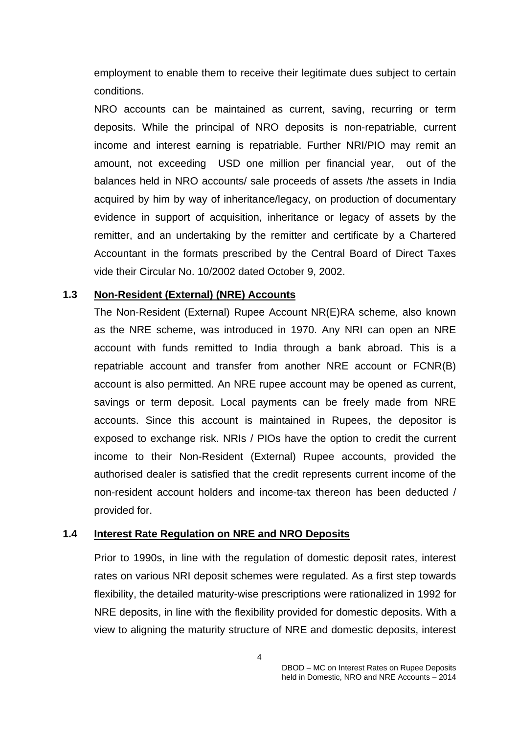employment to enable them to receive their legitimate dues subject to certain conditions.

NRO accounts can be maintained as current, saving, recurring or term deposits. While the principal of NRO deposits is non-repatriable, current income and interest earning is repatriable. Further NRI/PIO may remit an amount, not exceeding USD one million per financial year, out of the balances held in NRO accounts/ sale proceeds of assets /the assets in India acquired by him by way of inheritance/legacy, on production of documentary evidence in support of acquisition, inheritance or legacy of assets by the remitter, and an undertaking by the remitter and certificate by a Chartered Accountant in the formats prescribed by the Central Board of Direct Taxes vide their Circular No. 10/2002 dated October 9, 2002.

### 1.3 Non-Resident (External) (NRE) Accounts

The Non-Resident (External) Rupee Account NR(E)RA scheme, also known as the NRE scheme, was introduced in 1970. Any NRI can open an NRE account with funds remitted to India through a bank abroad. This is a repatriable account and transfer from another NRE account or FCNR(B) account is also permitted. An NRE rupee account may be opened as current, savings or term deposit. Local payments can be freely made from NRE accounts. Since this account is maintained in Rupees, the depositor is exposed to exchange risk. NRIs / PIOs have the option to credit the current income to their Non-Resident (External) Rupee accounts, provided the authorised dealer is satisfied that the credit represents current income of the non-resident account holders and income-tax thereon has been deducted / provided for.

### 1.4 Interest Rate Regulation on NRE and NRO Deposits

Prior to 1990s, in line with the regulation of domestic deposit rates, interest rates on various NRI deposit schemes were regulated. As a first step towards flexibility, the detailed maturity-wise prescriptions were rationalized in 1992 for NRE deposits, in line with the flexibility provided for domestic deposits. With a view to aligning the maturity structure of NRE and domestic deposits, interest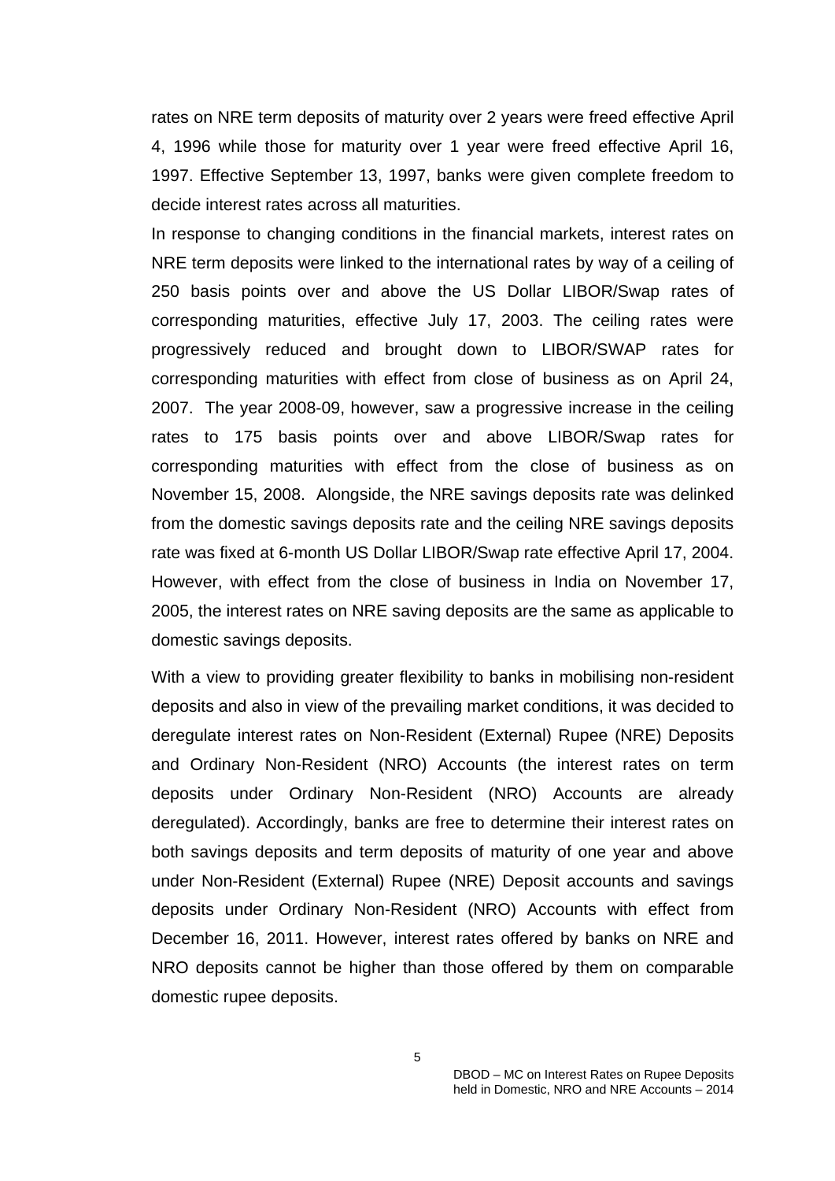rates on NRE term deposits of maturity over 2 years were freed effective April 4, 1996 while those for maturity over 1 year were freed effective April 16, 1997. Effective September 13, 1997, banks were given complete freedom to decide interest rates across all maturities.

In response to changing conditions in the financial markets, interest rates on NRE term deposits were linked to the international rates by way of a ceiling of 250 basis points over and above the US Dollar LIBOR/Swap rates of corresponding maturities, effective July 17, 2003. The ceiling rates were progressively reduced and brought down to LIBOR/SWAP rates for corresponding maturities with effect from close of business as on April 24, 2007. The year 2008-09, however, saw a progressive increase in the ceiling rates to 175 basis points over and above LIBOR/Swap rates for corresponding maturities with effect from the close of business as on November 15, 2008. Alongside, the NRE savings deposits rate was delinked from the domestic savings deposits rate and the ceiling NRE savings deposits rate was fixed at 6-month US Dollar LIBOR/Swap rate effective April 17, 2004. However, with effect from the close of business in India on November 17, 2005, the interest rates on NRE saving deposits are the same as applicable to domestic savings deposits.

With a view to providing greater flexibility to banks in mobilising non-resident deposits and also in view of the prevailing market conditions, it was decided to deregulate interest rates on Non-Resident (External) Rupee (NRE) Deposits and Ordinary Non-Resident (NRO) Accounts (the interest rates on term deposits under Ordinary Non-Resident (NRO) Accounts are already deregulated). Accordingly, banks are free to determine their interest rates on both savings deposits and term deposits of maturity of one year and above under Non-Resident (External) Rupee (NRE) Deposit accounts and savings deposits under Ordinary Non-Resident (NRO) Accounts with effect from December 16, 2011. However, interest rates offered by banks on NRE and NRO deposits cannot be higher than those offered by them on comparable domestic rupee deposits.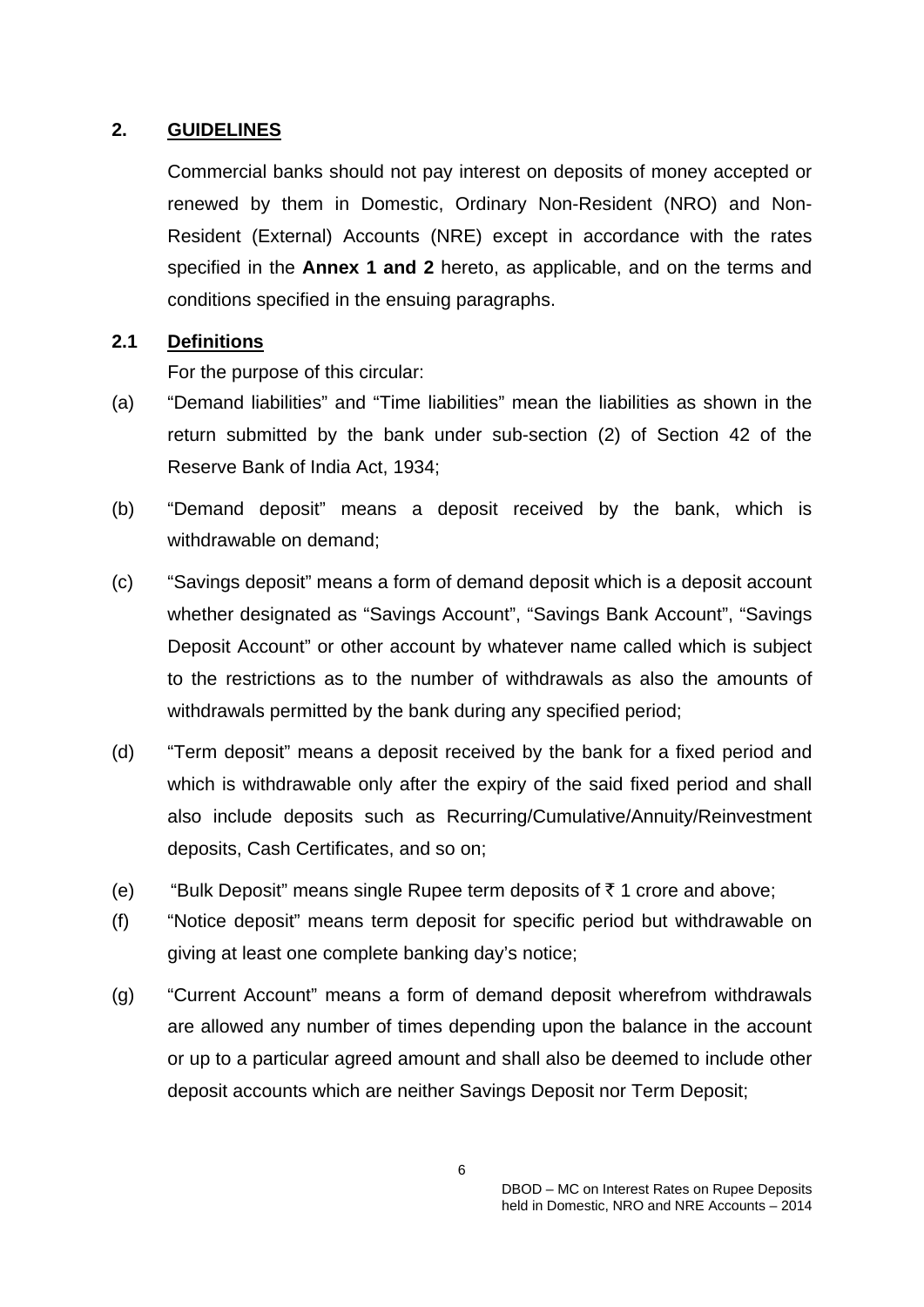## 2. GUIDELINES

Commercial banks should not pay interest on deposits of money accepted or renewed by them in Domestic, Ordinary Non-Resident (NRO) and Non-Resident (External) Accounts (NRE) except in accordance with the rates specified in the **Annex 1 and 2** hereto, as applicable, and on the terms and conditions specified in the ensuing paragraphs.

### 2.1 Definitions

For the purpose of this circular:

(a) "Demand liabilities" and "Time liabilities" mean the liabilities as shown in the return submitted by the bank under sub-section (2) of Section 42 of the Reserve Bank of India Act, 1934;

(b) "Demand deposit" means a deposit received by the bank, which is withdrawable on demand;

(c) "Savings deposit" means a form of demand deposit which is a deposit account whether designated as "Savings Account", "Savings Bank Account", "Savings Deposit Account" or other account by whatever name called which is subject to the restrictions as to the number of withdrawals as also the amounts of withdrawals permitted by the bank during any specified period;

(d) "Term deposit" means a deposit received by the bank for a fixed period and which is withdrawable only after the expiry of the said fixed period and shall also include deposits such as Recurring/Cumulative/Annuity/Reinvestment deposits, Cash Certificates, and so on;

(e) "Bulk Deposit" means single Rupee term deposits of ₹ 1 crore and above;

(f) "Notice deposit" means term deposit for specific period but withdrawable on giving at least one complete banking day's notice;

(g) "Current Account" means a form of demand deposit wherefrom withdrawals are allowed any number of times depending upon the balance in the account or up to a particular agreed amount and shall also be deemed to include other deposit accounts which are neither Savings Deposit nor Term Deposit;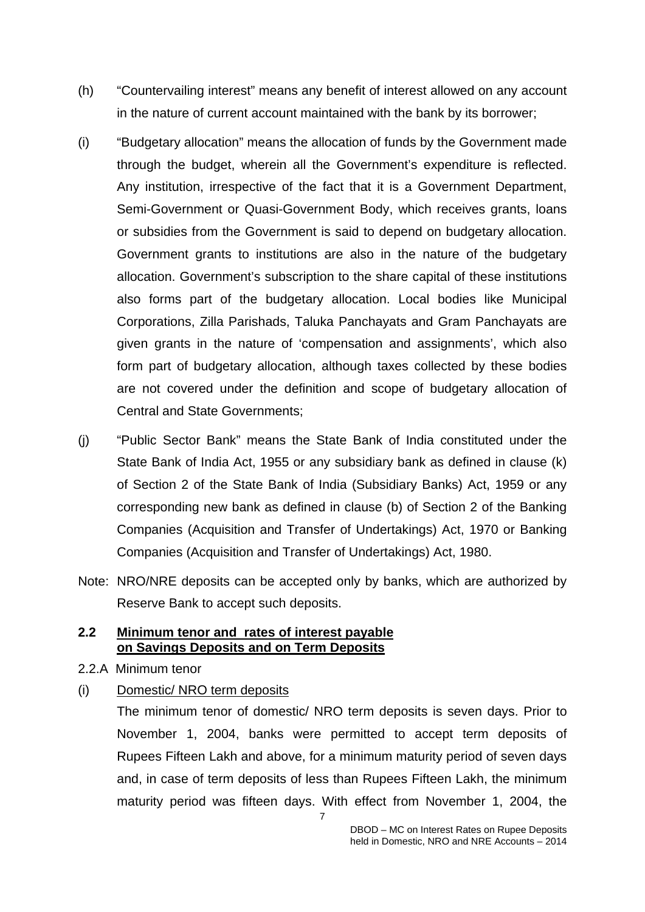(h) "Countervailing interest" means any benefit of interest allowed on any account in the nature of current account maintained with the bank by its borrower;

(i) "Budgetary allocation" means the allocation of funds by the Government made through the budget, wherein all the Government's expenditure is reflected. Any institution, irrespective of the fact that it is a Government Department, Semi-Government or Quasi-Government Body, which receives grants, loans or subsidies from the Government is said to depend on budgetary allocation. Government grants to institutions are also in the nature of the budgetary allocation. Government's subscription to the share capital of these institutions also forms part of the budgetary allocation. Local bodies like Municipal Corporations, Zilla Parishads, Taluka Panchayats and Gram Panchayats are given grants in the nature of 'compensation and assignments', which also form part of budgetary allocation, although taxes collected by these bodies are not covered under the definition and scope of budgetary allocation of Central and State Governments;

(j) "Public Sector Bank" means the State Bank of India constituted under the State Bank of India Act, 1955 or any subsidiary bank as defined in clause (k) of Section 2 of the State Bank of India (Subsidiary Banks) Act, 1959 or any corresponding new bank as defined in clause (b) of Section 2 of the Banking Companies (Acquisition and Transfer of Undertakings) Act, 1970 or Banking Companies (Acquisition and Transfer of Undertakings) Act, 1980.

Note: NRO/NRE deposits can be accepted only by banks, which are authorized by Reserve Bank to accept such deposits.

### 2.2 Minimum tenor and rates of interest payable on Savings Deposits and on Term Deposits

2.2.A Minimum tenor

(i) Domestic/ NRO term deposits

The minimum tenor of domestic/ NRO term deposits is seven days. Prior to November 1, 2004, banks were permitted to accept term deposits of Rupees Fifteen Lakh and above, for a minimum maturity period of seven days and, in case of term deposits of less than Rupees Fifteen Lakh, the minimum maturity period was fifteen days. With effect from November 1, 2004, the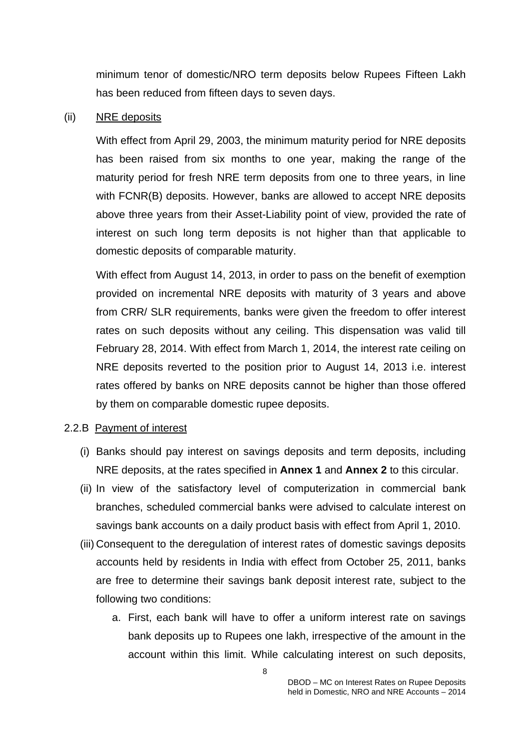minimum tenor of domestic/NRO term deposits below Rupees Fifteen Lakh has been reduced from fifteen days to seven days.

(ii) NRE deposits

With effect from April 29, 2003, the minimum maturity period for NRE deposits has been raised from six months to one year, making the range of the maturity period for fresh NRE term deposits from one to three years, in line with FCNR(B) deposits. However, banks are allowed to accept NRE deposits above three years from their Asset-Liability point of view, provided the rate of interest on such long term deposits is not higher than that applicable to domestic deposits of comparable maturity.

With effect from August 14, 2013, in order to pass on the benefit of exemption provided on incremental NRE deposits with maturity of 3 years and above from CRR/ SLR requirements, banks were given the freedom to offer interest rates on such deposits without any ceiling. This dispensation was valid till February 28, 2014. With effect from March 1, 2014, the interest rate ceiling on NRE deposits reverted to the position prior to August 14, 2013 i.e. interest rates offered by banks on NRE deposits cannot be higher than those offered by them on comparable domestic rupee deposits.

2.2.B Payment of interest

(i) Banks should pay interest on savings deposits and term deposits, including NRE deposits, at the rates specified in **Annex 1** and **Annex 2** to this circular.

(ii) In view of the satisfactory level of computerization in commercial bank branches, scheduled commercial banks were advised to calculate interest on savings bank accounts on a daily product basis with effect from April 1, 2010.

(iii) Consequent to the deregulation of interest rates of domestic savings deposits accounts held by residents in India with effect from October 25, 2011, banks are free to determine their savings bank deposit interest rate, subject to the following two conditions:

   a. First, each bank will have to offer a uniform interest rate on savings bank deposits up to Rupees one lakh, irrespective of the amount in the account within this limit. While calculating interest on such deposits,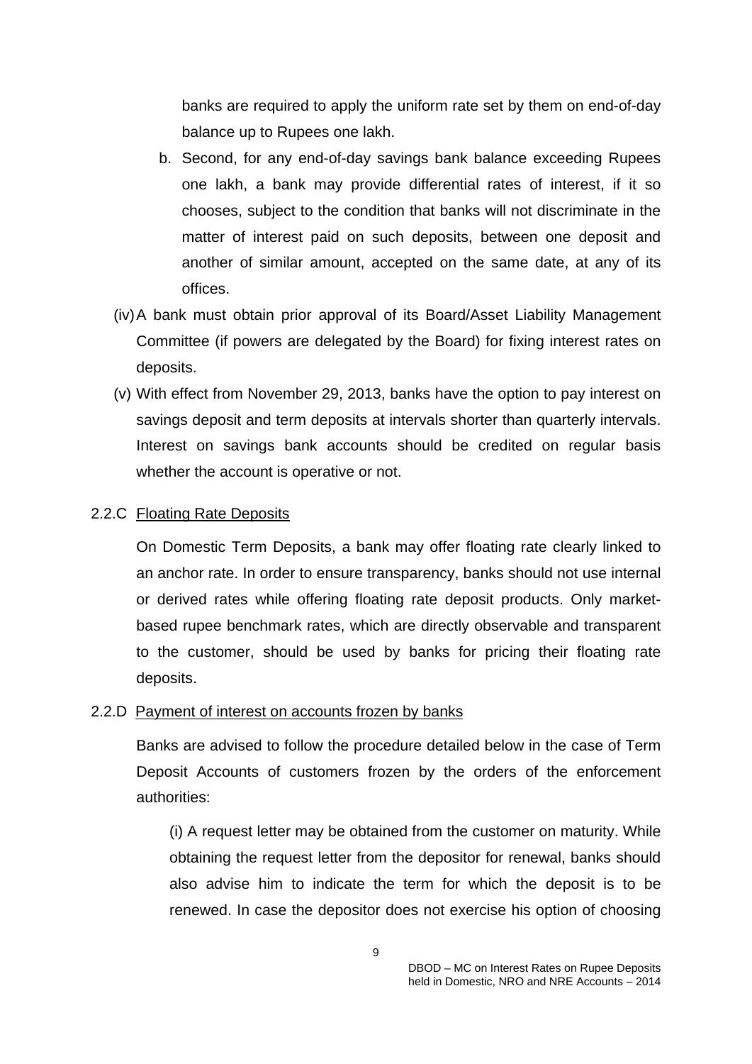banks are required to apply the uniform rate set by them on end-of-day balance up to Rupees one lakh.

b. Second, for any end-of-day savings bank balance exceeding Rupees one lakh, a bank may provide differential rates of interest, if it so chooses, subject to the condition that banks will not discriminate in the matter of interest paid on such deposits, between one deposit and another of similar amount, accepted on the same date, at any of its offices.

(iv) A bank must obtain prior approval of its Board/Asset Liability Management Committee (if powers are delegated by the Board) for fixing interest rates on deposits.

(v) With effect from November 29, 2013, banks have the option to pay interest on savings deposit and term deposits at intervals shorter than quarterly intervals. Interest on savings bank accounts should be credited on regular basis whether the account is operative or not.

2.2.C Floating Rate Deposits

On Domestic Term Deposits, a bank may offer floating rate clearly linked to an anchor rate. In order to ensure transparency, banks should not use internal or derived rates while offering floating rate deposit products. Only market-based rupee benchmark rates, which are directly observable and transparent to the customer, should be used by banks for pricing their floating rate deposits.

2.2.D Payment of interest on accounts frozen by banks

Banks are advised to follow the procedure detailed below in the case of Term Deposit Accounts of customers frozen by the orders of the enforcement authorities:

(i) A request letter may be obtained from the customer on maturity. While obtaining the request letter from the depositor for renewal, banks should also advise him to indicate the term for which the deposit is to be renewed. In case the depositor does not exercise his option of choosing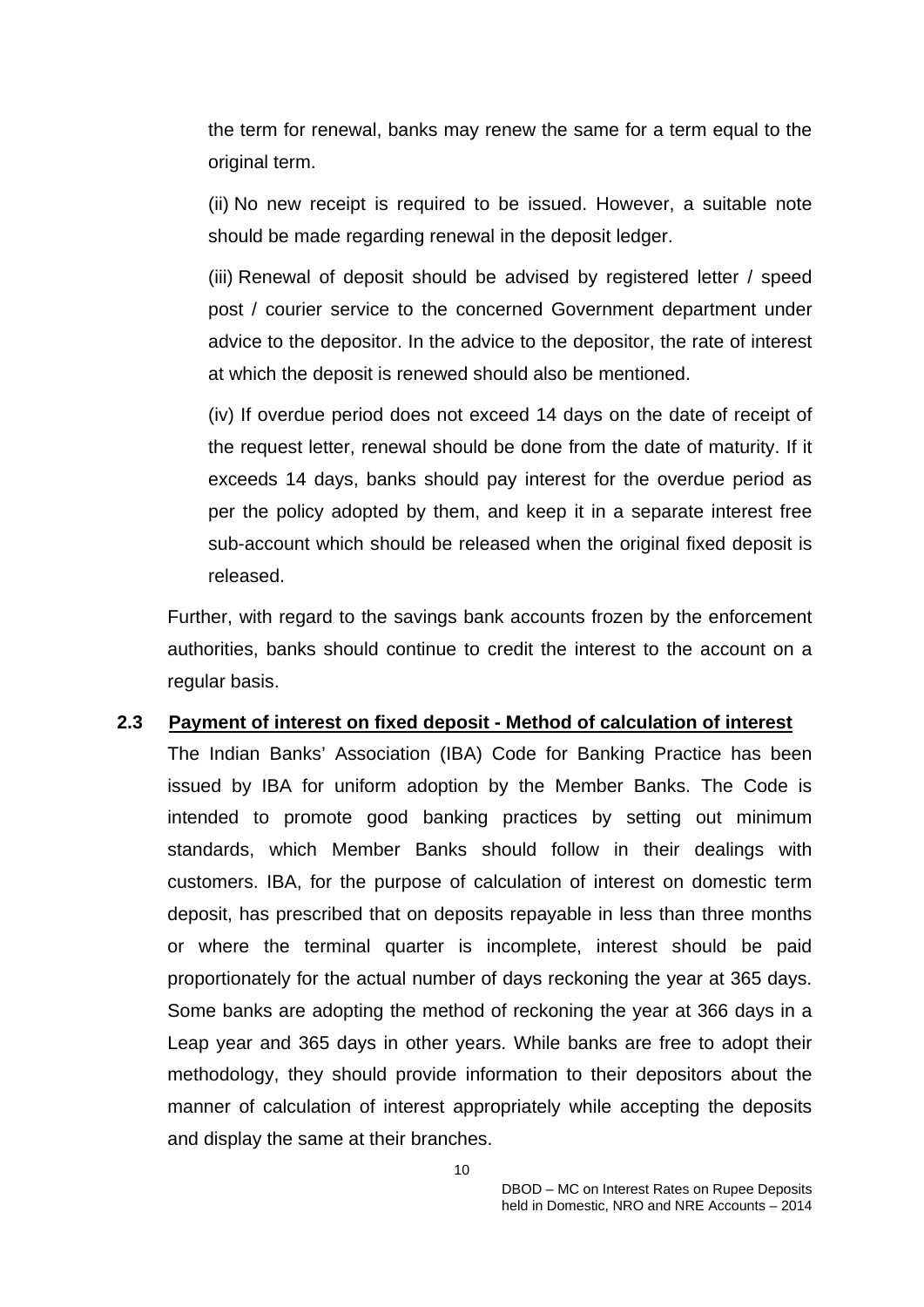the term for renewal, banks may renew the same for a term equal to the original term.

(ii) No new receipt is required to be issued. However, a suitable note should be made regarding renewal in the deposit ledger.

(iii) Renewal of deposit should be advised by registered letter / speed post / courier service to the concerned Government department under advice to the depositor. In the advice to the depositor, the rate of interest at which the deposit is renewed should also be mentioned.

(iv) If overdue period does not exceed 14 days on the date of receipt of the request letter, renewal should be done from the date of maturity. If it exceeds 14 days, banks should pay interest for the overdue period as per the policy adopted by them, and keep it in a separate interest free sub-account which should be released when the original fixed deposit is released.

Further, with regard to the savings bank accounts frozen by the enforcement authorities, banks should continue to credit the interest to the account on a regular basis.

**2.3 <u>Payment of interest on fixed deposit - Method of calculation of interest</u>**

The Indian Banks' Association (IBA) Code for Banking Practice has been issued by IBA for uniform adoption by the Member Banks. The Code is intended to promote good banking practices by setting out minimum standards, which Member Banks should follow in their dealings with customers. IBA, for the purpose of calculation of interest on domestic term deposit, has prescribed that on deposits repayable in less than three months or where the terminal quarter is incomplete, interest should be paid proportionately for the actual number of days reckoning the year at 365 days. Some banks are adopting the method of reckoning the year at 366 days in a Leap year and 365 days in other years. While banks are free to adopt their methodology, they should provide information to their depositors about the manner of calculation of interest appropriately while accepting the deposits and display the same at their branches.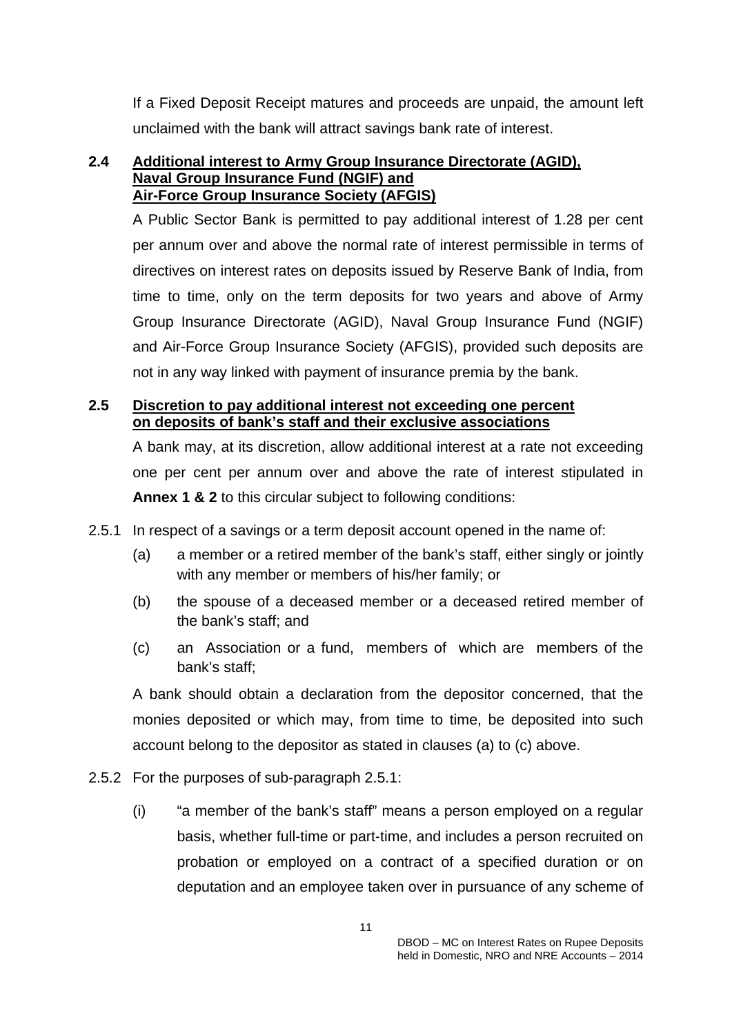If a Fixed Deposit Receipt matures and proceeds are unpaid, the amount left unclaimed with the bank will attract savings bank rate of interest.

### 2.4 Additional interest to Army Group Insurance Directorate (AGID), Naval Group Insurance Fund (NGIF) and Air-Force Group Insurance Society (AFGIS)

A Public Sector Bank is permitted to pay additional interest of 1.28 per cent per annum over and above the normal rate of interest permissible in terms of directives on interest rates on deposits issued by Reserve Bank of India, from time to time, only on the term deposits for two years and above of Army Group Insurance Directorate (AGID), Naval Group Insurance Fund (NGIF) and Air-Force Group Insurance Society (AFGIS), provided such deposits are not in any way linked with payment of insurance premia by the bank.

### 2.5 Discretion to pay additional interest not exceeding one percent on deposits of bank's staff and their exclusive associations

A bank may, at its discretion, allow additional interest at a rate not exceeding one per cent per annum over and above the rate of interest stipulated in **Annex 1 & 2** to this circular subject to following conditions:

2.5.1 In respect of a savings or a term deposit account opened in the name of:

(a) a member or a retired member of the bank's staff, either singly or jointly with any member or members of his/her family; or

(b) the spouse of a deceased member or a deceased retired member of the bank's staff; and

(c) an Association or a fund, members of which are members of the bank's staff;

A bank should obtain a declaration from the depositor concerned, that the monies deposited or which may, from time to time, be deposited into such account belong to the depositor as stated in clauses (a) to (c) above.

2.5.2 For the purposes of sub-paragraph 2.5.1:

(i) "a member of the bank's staff" means a person employed on a regular basis, whether full-time or part-time, and includes a person recruited on probation or employed on a contract of a specified duration or on deputation and an employee taken over in pursuance of any scheme of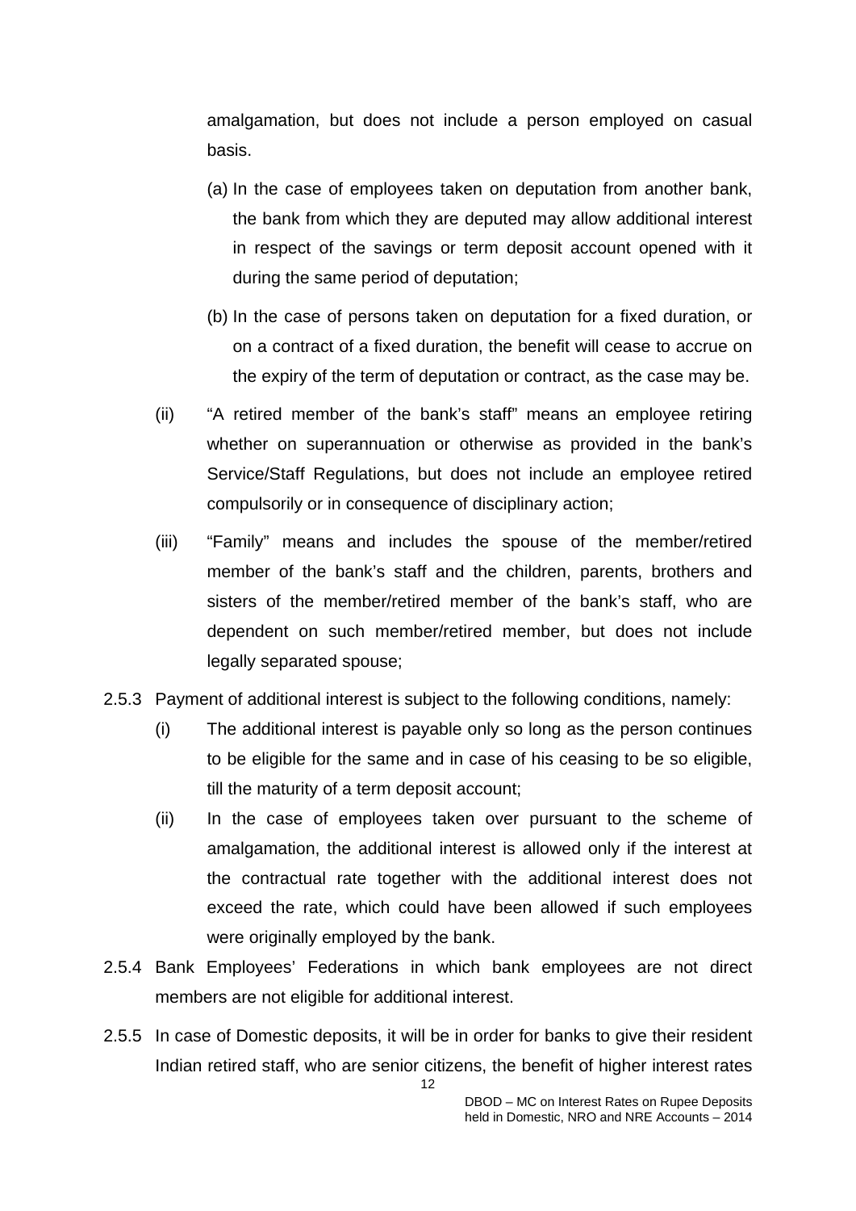amalgamation, but does not include a person employed on casual basis.

(a) In the case of employees taken on deputation from another bank, the bank from which they are deputed may allow additional interest in respect of the savings or term deposit account opened with it during the same period of deputation;

(b) In the case of persons taken on deputation for a fixed duration, or on a contract of a fixed duration, the benefit will cease to accrue on the expiry of the term of deputation or contract, as the case may be.

(ii) "A retired member of the bank's staff" means an employee retiring whether on superannuation or otherwise as provided in the bank's Service/Staff Regulations, but does not include an employee retired compulsorily or in consequence of disciplinary action;

(iii) "Family" means and includes the spouse of the member/retired member of the bank's staff and the children, parents, brothers and sisters of the member/retired member of the bank's staff, who are dependent on such member/retired member, but does not include legally separated spouse;

2.5.3 Payment of additional interest is subject to the following conditions, namely:

(i) The additional interest is payable only so long as the person continues to be eligible for the same and in case of his ceasing to be so eligible, till the maturity of a term deposit account;

(ii) In the case of employees taken over pursuant to the scheme of amalgamation, the additional interest is allowed only if the interest at the contractual rate together with the additional interest does not exceed the rate, which could have been allowed if such employees were originally employed by the bank.

2.5.4 Bank Employees' Federations in which bank employees are not direct members are not eligible for additional interest.

2.5.5 In case of Domestic deposits, it will be in order for banks to give their resident Indian retired staff, who are senior citizens, the benefit of higher interest rates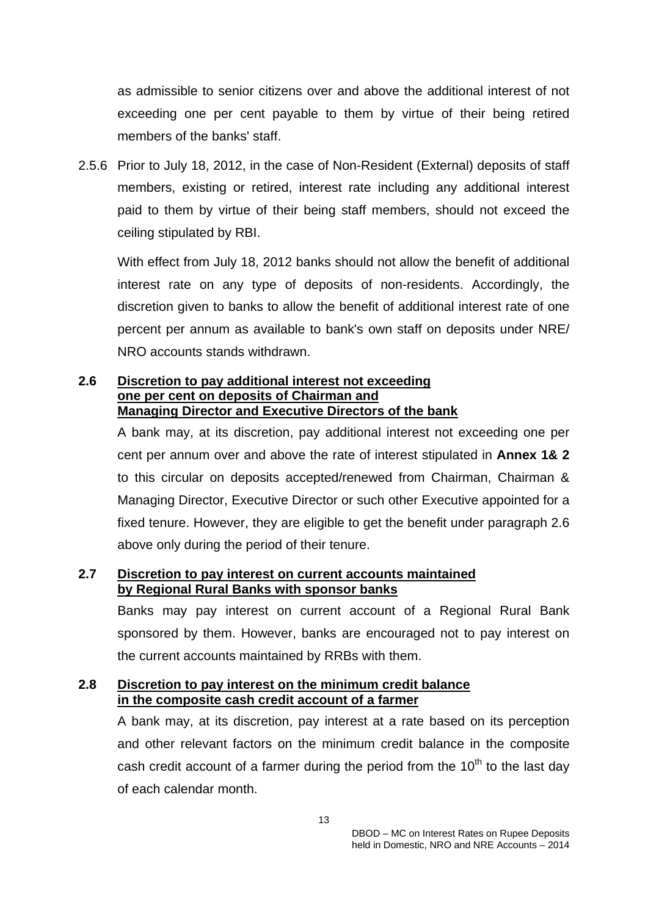as admissible to senior citizens over and above the additional interest of not exceeding one per cent payable to them by virtue of their being retired members of the banks' staff.

2.5.6 Prior to July 18, 2012, in the case of Non-Resident (External) deposits of staff members, existing or retired, interest rate including any additional interest paid to them by virtue of their being staff members, should not exceed the ceiling stipulated by RBI.

With effect from July 18, 2012 banks should not allow the benefit of additional interest rate on any type of deposits of non-residents. Accordingly, the discretion given to banks to allow the benefit of additional interest rate of one percent per annum as available to bank's own staff on deposits under NRE/ NRO accounts stands withdrawn.

**2.6 Discretion to pay additional interest not exceeding one per cent on deposits of Chairman and Managing Director and Executive Directors of the bank**

A bank may, at its discretion, pay additional interest not exceeding one per cent per annum over and above the rate of interest stipulated in **Annex 1& 2** to this circular on deposits accepted/renewed from Chairman, Chairman & Managing Director, Executive Director or such other Executive appointed for a fixed tenure. However, they are eligible to get the benefit under paragraph 2.6 above only during the period of their tenure.

**2.7 Discretion to pay interest on current accounts maintained by Regional Rural Banks with sponsor banks**

Banks may pay interest on current account of a Regional Rural Bank sponsored by them. However, banks are encouraged not to pay interest on the current accounts maintained by RRBs with them.

**2.8 Discretion to pay interest on the minimum credit balance in the composite cash credit account of a farmer**

A bank may, at its discretion, pay interest at a rate based on its perception and other relevant factors on the minimum credit balance in the composite cash credit account of a farmer during the period from the 10th to the last day of each calendar month.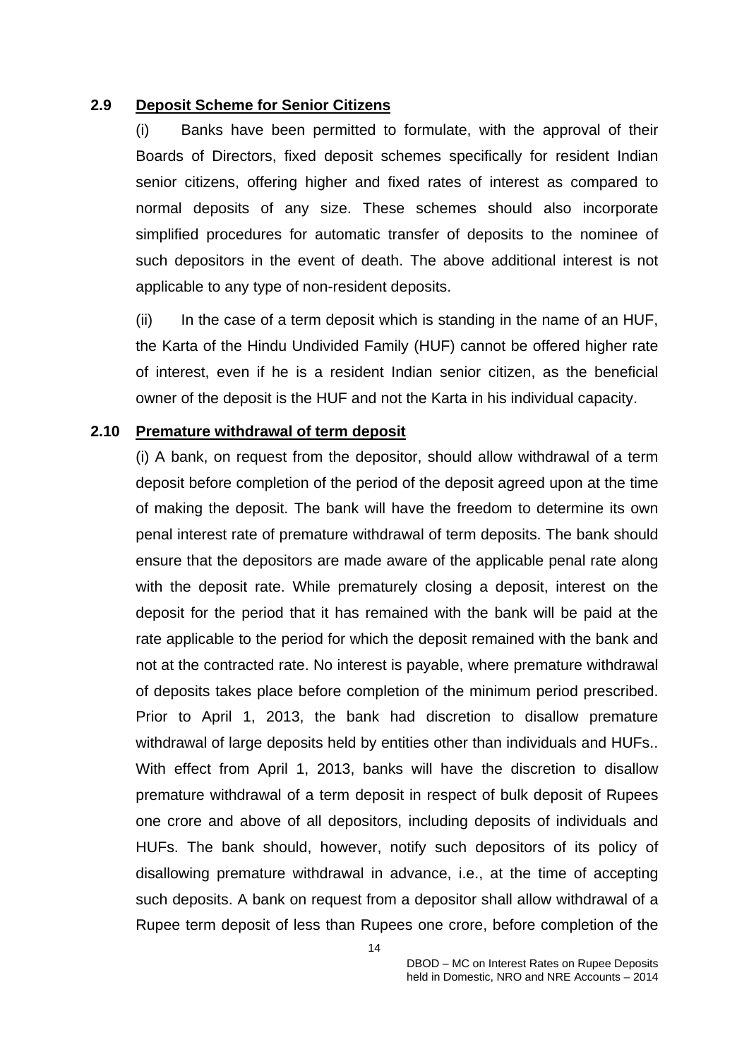## 2.9 Deposit Scheme for Senior Citizens

(i) Banks have been permitted to formulate, with the approval of their Boards of Directors, fixed deposit schemes specifically for resident Indian senior citizens, offering higher and fixed rates of interest as compared to normal deposits of any size. These schemes should also incorporate simplified procedures for automatic transfer of deposits to the nominee of such depositors in the event of death. The above additional interest is not applicable to any type of non-resident deposits.

(ii) In the case of a term deposit which is standing in the name of an HUF, the Karta of the Hindu Undivided Family (HUF) cannot be offered higher rate of interest, even if he is a resident Indian senior citizen, as the beneficial owner of the deposit is the HUF and not the Karta in his individual capacity.

## 2.10 Premature withdrawal of term deposit

(i) A bank, on request from the depositor, should allow withdrawal of a term deposit before completion of the period of the deposit agreed upon at the time of making the deposit. The bank will have the freedom to determine its own penal interest rate of premature withdrawal of term deposits. The bank should ensure that the depositors are made aware of the applicable penal rate along with the deposit rate. While prematurely closing a deposit, interest on the deposit for the period that it has remained with the bank will be paid at the rate applicable to the period for which the deposit remained with the bank and not at the contracted rate. No interest is payable, where premature withdrawal of deposits takes place before completion of the minimum period prescribed. Prior to April 1, 2013, the bank had discretion to disallow premature withdrawal of large deposits held by entities other than individuals and HUFs.. With effect from April 1, 2013, banks will have the discretion to disallow premature withdrawal of a term deposit in respect of bulk deposit of Rupees one crore and above of all depositors, including deposits of individuals and HUFs. The bank should, however, notify such depositors of its policy of disallowing premature withdrawal in advance, i.e., at the time of accepting such deposits. A bank on request from a depositor shall allow withdrawal of a Rupee term deposit of less than Rupees one crore, before completion of the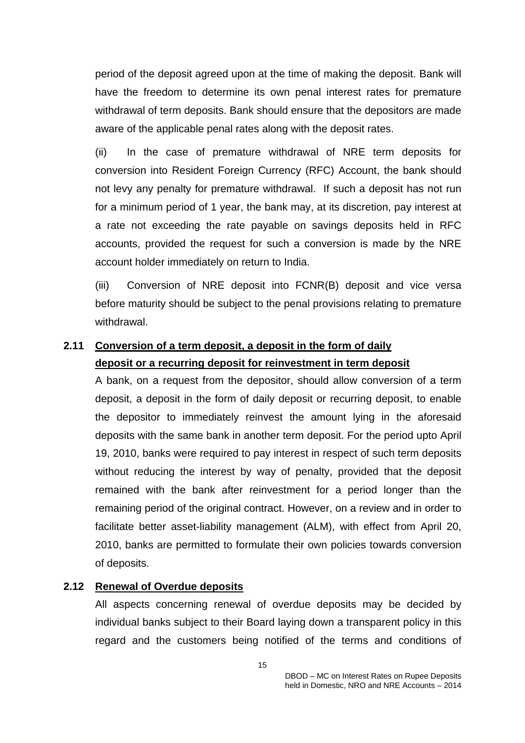period of the deposit agreed upon at the time of making the deposit. Bank will have the freedom to determine its own penal interest rates for premature withdrawal of term deposits. Bank should ensure that the depositors are made aware of the applicable penal rates along with the deposit rates.

(ii) In the case of premature withdrawal of NRE term deposits for conversion into Resident Foreign Currency (RFC) Account, the bank should not levy any penalty for premature withdrawal. If such a deposit has not run for a minimum period of 1 year, the bank may, at its discretion, pay interest at a rate not exceeding the rate payable on savings deposits held in RFC accounts, provided the request for such a conversion is made by the NRE account holder immediately on return to India.

(iii) Conversion of NRE deposit into FCNR(B) deposit and vice versa before maturity should be subject to the penal provisions relating to premature withdrawal.

## 2.11 Conversion of a term deposit, a deposit in the form of daily deposit or a recurring deposit for reinvestment in term deposit

A bank, on a request from the depositor, should allow conversion of a term deposit, a deposit in the form of daily deposit or recurring deposit, to enable the depositor to immediately reinvest the amount lying in the aforesaid deposits with the same bank in another term deposit. For the period upto April 19, 2010, banks were required to pay interest in respect of such term deposits without reducing the interest by way of penalty, provided that the deposit remained with the bank after reinvestment for a period longer than the remaining period of the original contract. However, on a review and in order to facilitate better asset-liability management (ALM), with effect from April 20, 2010, banks are permitted to formulate their own policies towards conversion of deposits.

## 2.12 Renewal of Overdue deposits

All aspects concerning renewal of overdue deposits may be decided by individual banks subject to their Board laying down a transparent policy in this regard and the customers being notified of the terms and conditions of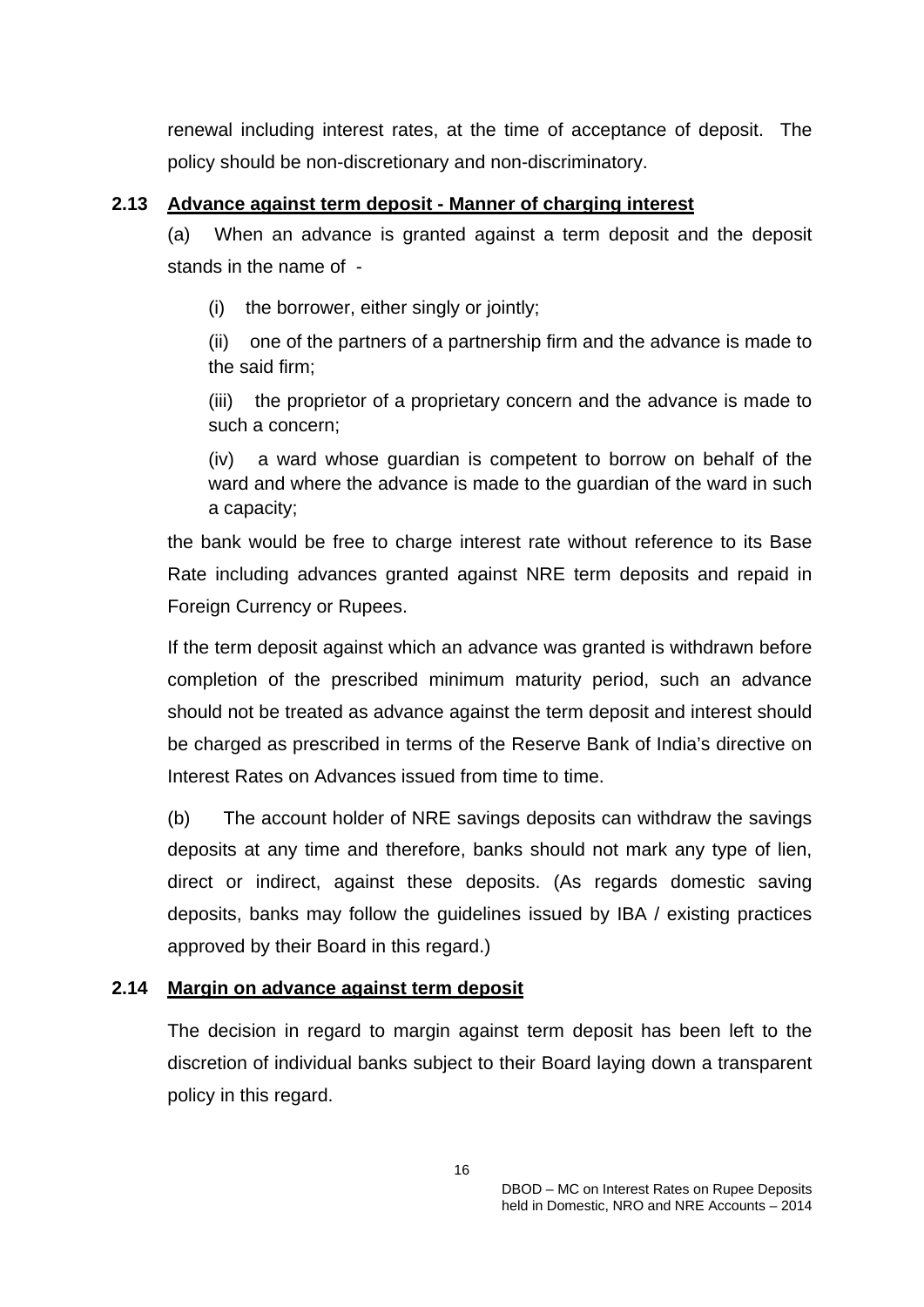renewal including interest rates, at the time of acceptance of deposit. The policy should be non-discretionary and non-discriminatory.

### 2.13 Advance against term deposit - Manner of charging interest

(a) When an advance is granted against a term deposit and the deposit stands in the name of -

(i) the borrower, either singly or jointly;

(ii) one of the partners of a partnership firm and the advance is made to the said firm;

(iii) the proprietor of a proprietary concern and the advance is made to such a concern;

(iv) a ward whose guardian is competent to borrow on behalf of the ward and where the advance is made to the guardian of the ward in such a capacity;

the bank would be free to charge interest rate without reference to its Base Rate including advances granted against NRE term deposits and repaid in Foreign Currency or Rupees.

If the term deposit against which an advance was granted is withdrawn before completion of the prescribed minimum maturity period, such an advance should not be treated as advance against the term deposit and interest should be charged as prescribed in terms of the Reserve Bank of India's directive on Interest Rates on Advances issued from time to time.

(b) The account holder of NRE savings deposits can withdraw the savings deposits at any time and therefore, banks should not mark any type of lien, direct or indirect, against these deposits. (As regards domestic saving deposits, banks may follow the guidelines issued by IBA / existing practices approved by their Board in this regard.)

### 2.14 Margin on advance against term deposit

The decision in regard to margin against term deposit has been left to the discretion of individual banks subject to their Board laying down a transparent policy in this regard.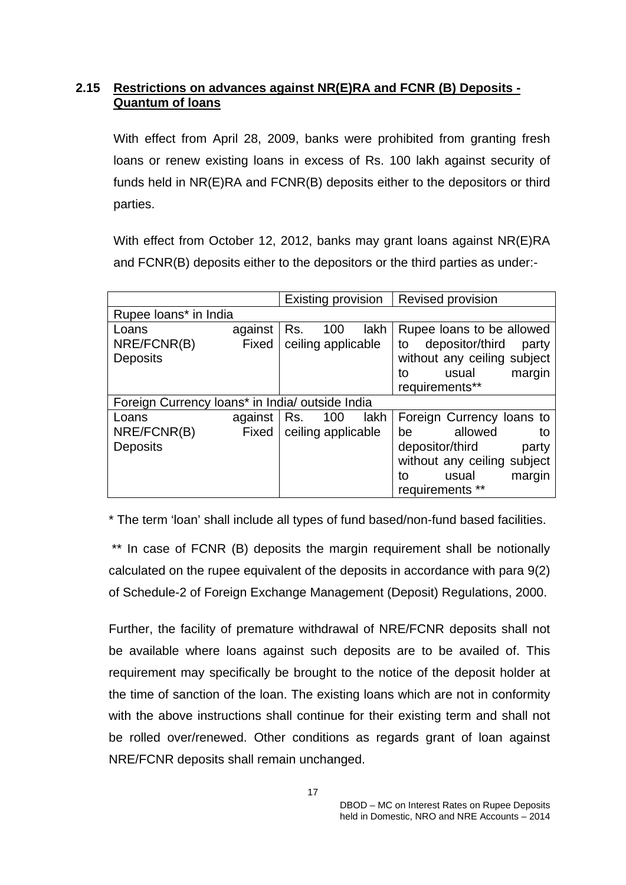### 2.15 Restrictions on advances against NR(E)RA and FCNR (B) Deposits - Quantum of loans

With effect from April 28, 2009, banks were prohibited from granting fresh loans or renew existing loans in excess of Rs. 100 lakh against security of funds held in NR(E)RA and FCNR(B) deposits either to the depositors or third parties.

With effect from October 12, 2012, banks may grant loans against NR(E)RA and FCNR(B) deposits either to the depositors or the third parties as under:-

| | Existing provision | Revised provision |
|---|---|---|
| Rupee loans* in India | | |
| Loans against NRE/FCNR(B) Fixed Deposits | Rs. 100 lakh ceiling applicable | Rupee loans to be allowed to depositor/third party without any ceiling subject to usual margin requirements** |
| Foreign Currency loans* in India/ outside India | | |
| Loans against NRE/FCNR(B) Fixed Deposits | Rs. 100 lakh ceiling applicable | Foreign Currency loans to be allowed to depositor/third party without any ceiling subject to usual margin requirements ** |

* The term 'loan' shall include all types of fund based/non-fund based facilities.

** In case of FCNR (B) deposits the margin requirement shall be notionally calculated on the rupee equivalent of the deposits in accordance with para 9(2) of Schedule-2 of Foreign Exchange Management (Deposit) Regulations, 2000.

Further, the facility of premature withdrawal of NRE/FCNR deposits shall not be available where loans against such deposits are to be availed of. This requirement may specifically be brought to the notice of the deposit holder at the time of sanction of the loan. The existing loans which are not in conformity with the above instructions shall continue for their existing term and shall not be rolled over/renewed. Other conditions as regards grant of loan against NRE/FCNR deposits shall remain unchanged.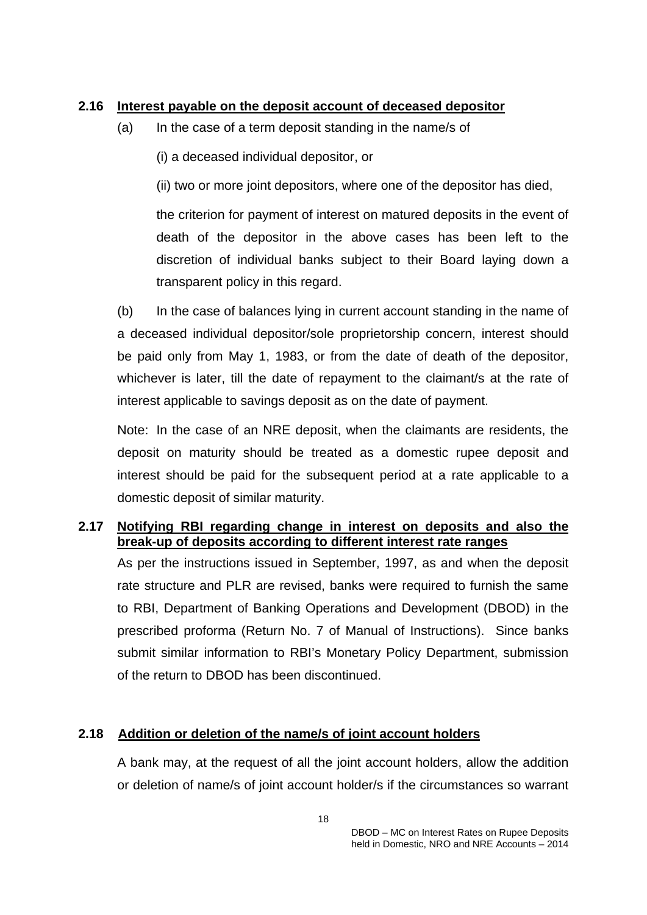### 2.16 Interest payable on the deposit account of deceased depositor

(a) In the case of a term deposit standing in the name/s of

(i) a deceased individual depositor, or

(ii) two or more joint depositors, where one of the depositor has died,

the criterion for payment of interest on matured deposits in the event of death of the depositor in the above cases has been left to the discretion of individual banks subject to their Board laying down a transparent policy in this regard.

(b) In the case of balances lying in current account standing in the name of a deceased individual depositor/sole proprietorship concern, interest should be paid only from May 1, 1983, or from the date of death of the depositor, whichever is later, till the date of repayment to the claimant/s at the rate of interest applicable to savings deposit as on the date of payment.

Note: In the case of an NRE deposit, when the claimants are residents, the deposit on maturity should be treated as a domestic rupee deposit and interest should be paid for the subsequent period at a rate applicable to a domestic deposit of similar maturity.

### 2.17 Notifying RBI regarding change in interest on deposits and also the break-up of deposits according to different interest rate ranges

As per the instructions issued in September, 1997, as and when the deposit rate structure and PLR are revised, banks were required to furnish the same to RBI, Department of Banking Operations and Development (DBOD) in the prescribed proforma (Return No. 7 of Manual of Instructions). Since banks submit similar information to RBI's Monetary Policy Department, submission of the return to DBOD has been discontinued.

### 2.18 Addition or deletion of the name/s of joint account holders

A bank may, at the request of all the joint account holders, allow the addition or deletion of name/s of joint account holder/s if the circumstances so warrant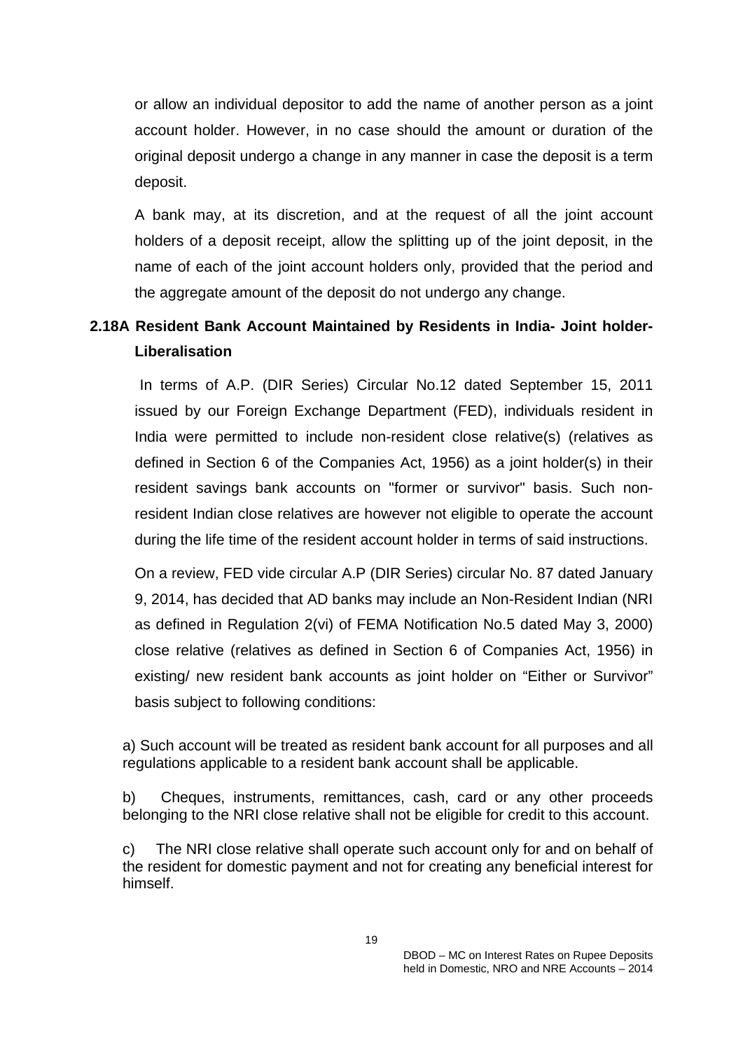or allow an individual depositor to add the name of another person as a joint account holder. However, in no case should the amount or duration of the original deposit undergo a change in any manner in case the deposit is a term deposit.

A bank may, at its discretion, and at the request of all the joint account holders of a deposit receipt, allow the splitting up of the joint deposit, in the name of each of the joint account holders only, provided that the period and the aggregate amount of the deposit do not undergo any change.

**2.18A Resident Bank Account Maintained by Residents in India- Joint holder-Liberalisation**

In terms of A.P. (DIR Series) Circular No.12 dated September 15, 2011 issued by our Foreign Exchange Department (FED), individuals resident in India were permitted to include non-resident close relative(s) (relatives as defined in Section 6 of the Companies Act, 1956) as a joint holder(s) in their resident savings bank accounts on "former or survivor" basis. Such non-resident Indian close relatives are however not eligible to operate the account during the life time of the resident account holder in terms of said instructions.

On a review, FED vide circular A.P (DIR Series) circular No. 87 dated January 9, 2014, has decided that AD banks may include an Non-Resident Indian (NRI as defined in Regulation 2(vi) of FEMA Notification No.5 dated May 3, 2000) close relative (relatives as defined in Section 6 of Companies Act, 1956) in existing/ new resident bank accounts as joint holder on "Either or Survivor" basis subject to following conditions:

a) Such account will be treated as resident bank account for all purposes and all regulations applicable to a resident bank account shall be applicable.

b) Cheques, instruments, remittances, cash, card or any other proceeds belonging to the NRI close relative shall not be eligible for credit to this account.

c) The NRI close relative shall operate such account only for and on behalf of the resident for domestic payment and not for creating any beneficial interest for himself.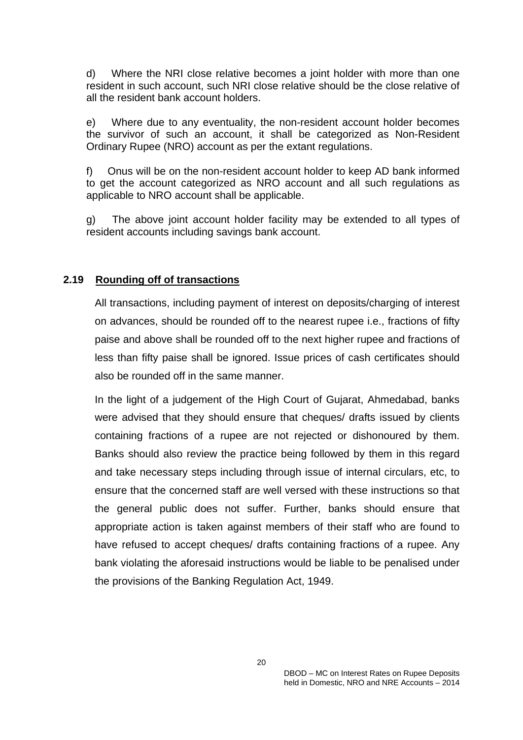d) Where the NRI close relative becomes a joint holder with more than one resident in such account, such NRI close relative should be the close relative of all the resident bank account holders.

e) Where due to any eventuality, the non-resident account holder becomes the survivor of such an account, it shall be categorized as Non-Resident Ordinary Rupee (NRO) account as per the extant regulations.

f) Onus will be on the non-resident account holder to keep AD bank informed to get the account categorized as NRO account and all such regulations as applicable to NRO account shall be applicable.

g) The above joint account holder facility may be extended to all types of resident accounts including savings bank account.

### 2.19 Rounding off of transactions

All transactions, including payment of interest on deposits/charging of interest on advances, should be rounded off to the nearest rupee i.e., fractions of fifty paise and above shall be rounded off to the next higher rupee and fractions of less than fifty paise shall be ignored. Issue prices of cash certificates should also be rounded off in the same manner.

In the light of a judgement of the High Court of Gujarat, Ahmedabad, banks were advised that they should ensure that cheques/ drafts issued by clients containing fractions of a rupee are not rejected or dishonoured by them. Banks should also review the practice being followed by them in this regard and take necessary steps including through issue of internal circulars, etc, to ensure that the concerned staff are well versed with these instructions so that the general public does not suffer. Further, banks should ensure that appropriate action is taken against members of their staff who are found to have refused to accept cheques/ drafts containing fractions of a rupee. Any bank violating the aforesaid instructions would be liable to be penalised under the provisions of the Banking Regulation Act, 1949.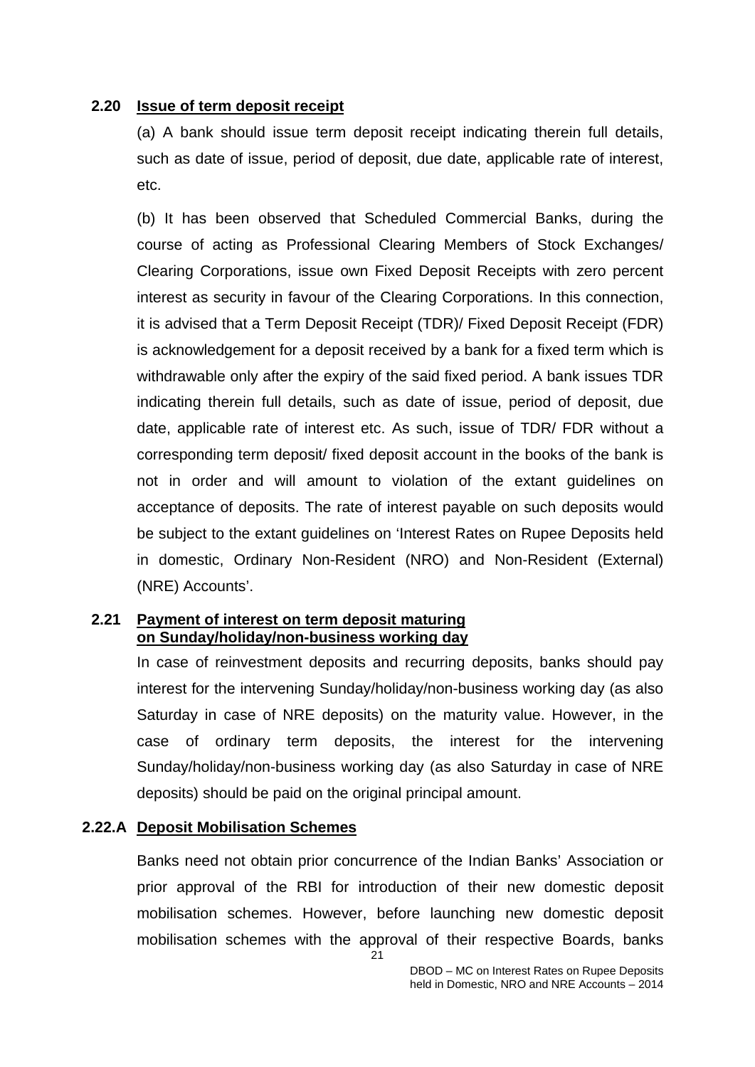### 2.20 Issue of term deposit receipt

(a) A bank should issue term deposit receipt indicating therein full details, such as date of issue, period of deposit, due date, applicable rate of interest, etc.

(b) It has been observed that Scheduled Commercial Banks, during the course of acting as Professional Clearing Members of Stock Exchanges/ Clearing Corporations, issue own Fixed Deposit Receipts with zero percent interest as security in favour of the Clearing Corporations. In this connection, it is advised that a Term Deposit Receipt (TDR)/ Fixed Deposit Receipt (FDR) is acknowledgement for a deposit received by a bank for a fixed term which is withdrawable only after the expiry of the said fixed period. A bank issues TDR indicating therein full details, such as date of issue, period of deposit, due date, applicable rate of interest etc. As such, issue of TDR/ FDR without a corresponding term deposit/ fixed deposit account in the books of the bank is not in order and will amount to violation of the extant guidelines on acceptance of deposits. The rate of interest payable on such deposits would be subject to the extant guidelines on 'Interest Rates on Rupee Deposits held in domestic, Ordinary Non-Resident (NRO) and Non-Resident (External) (NRE) Accounts'.

### 2.21 Payment of interest on term deposit maturing on Sunday/holiday/non-business working day

In case of reinvestment deposits and recurring deposits, banks should pay interest for the intervening Sunday/holiday/non-business working day (as also Saturday in case of NRE deposits) on the maturity value. However, in the case of ordinary term deposits, the interest for the intervening Sunday/holiday/non-business working day (as also Saturday in case of NRE deposits) should be paid on the original principal amount.

### 2.22.A Deposit Mobilisation Schemes

Banks need not obtain prior concurrence of the Indian Banks' Association or prior approval of the RBI for introduction of their new domestic deposit mobilisation schemes. However, before launching new domestic deposit mobilisation schemes with the approval of their respective Boards, banks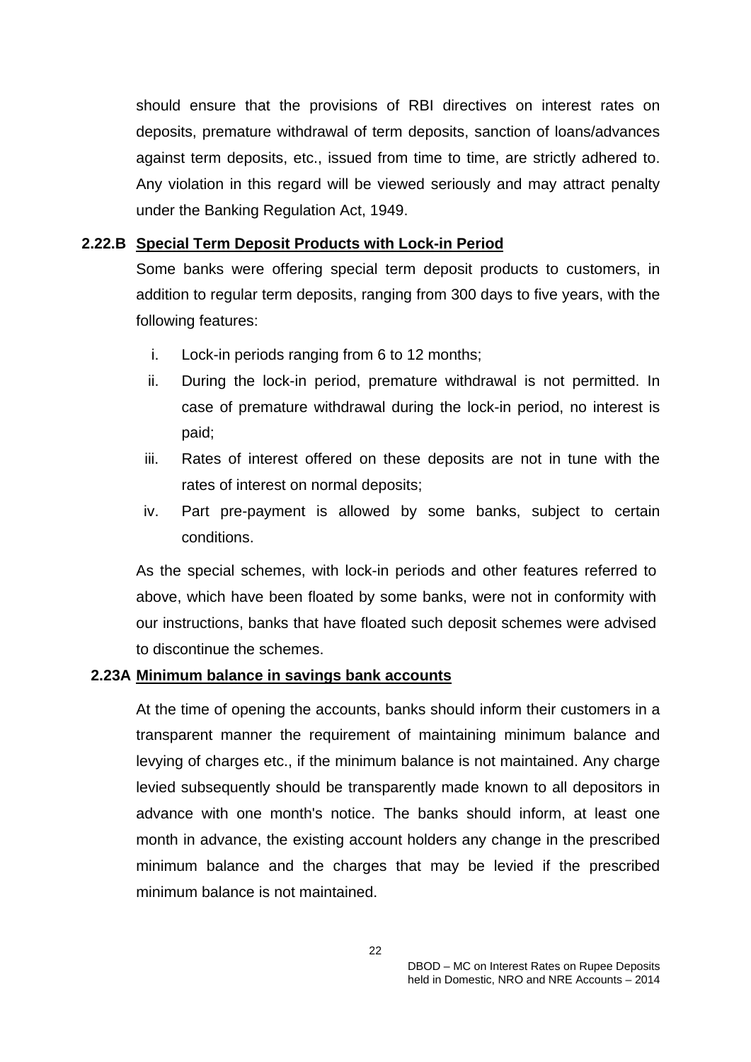should ensure that the provisions of RBI directives on interest rates on deposits, premature withdrawal of term deposits, sanction of loans/advances against term deposits, etc., issued from time to time, are strictly adhered to. Any violation in this regard will be viewed seriously and may attract penalty under the Banking Regulation Act, 1949.

**2.22.B** **Special Term Deposit Products with Lock-in Period**

Some banks were offering special term deposit products to customers, in addition to regular term deposits, ranging from 300 days to five years, with the following features:

i. Lock-in periods ranging from 6 to 12 months;

ii. During the lock-in period, premature withdrawal is not permitted. In case of premature withdrawal during the lock-in period, no interest is paid;

iii. Rates of interest offered on these deposits are not in tune with the rates of interest on normal deposits;

iv. Part pre-payment is allowed by some banks, subject to certain conditions.

As the special schemes, with lock-in periods and other features referred to above, which have been floated by some banks, were not in conformity with our instructions, banks that have floated such deposit schemes were advised to discontinue the schemes.

**2.23A** **Minimum balance in savings bank accounts**

At the time of opening the accounts, banks should inform their customers in a transparent manner the requirement of maintaining minimum balance and levying of charges etc., if the minimum balance is not maintained. Any charge levied subsequently should be transparently made known to all depositors in advance with one month's notice. The banks should inform, at least one month in advance, the existing account holders any change in the prescribed minimum balance and the charges that may be levied if the prescribed minimum balance is not maintained.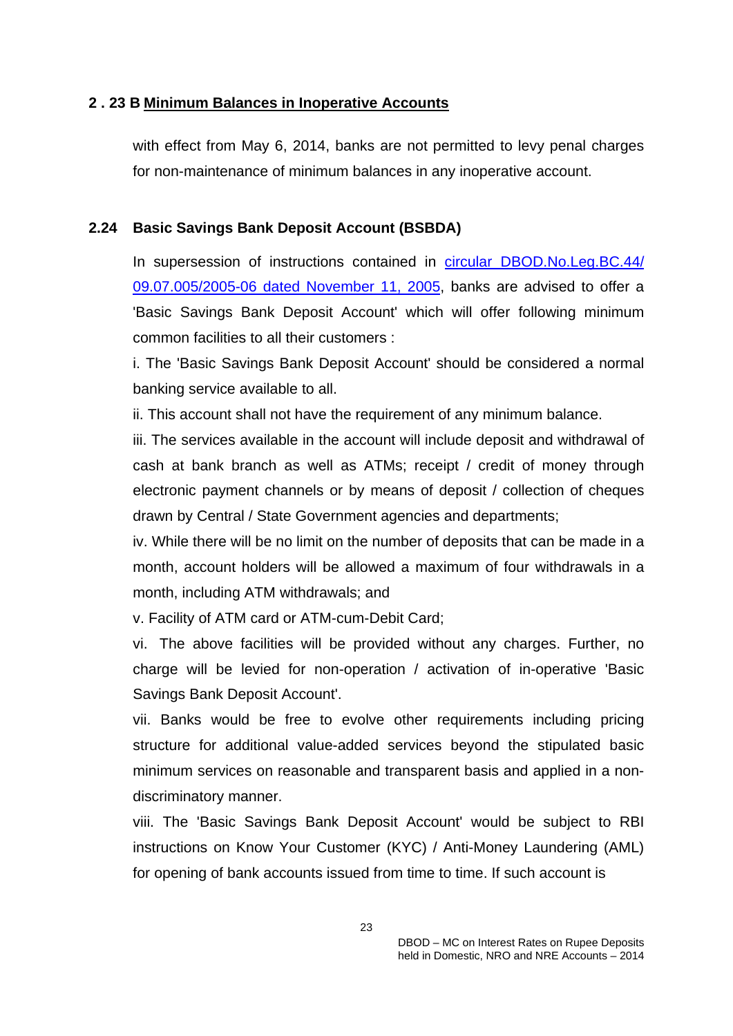### 2 . 23 B Minimum Balances in Inoperative Accounts

with effect from May 6, 2014, banks are not permitted to levy penal charges for non-maintenance of minimum balances in any inoperative account.

### 2.24 Basic Savings Bank Deposit Account (BSBDA)

In supersession of instructions contained in circular DBOD.No.Leg.BC.44/ 09.07.005/2005-06 dated November 11, 2005, banks are advised to offer a 'Basic Savings Bank Deposit Account' which will offer following minimum common facilities to all their customers :

i. The 'Basic Savings Bank Deposit Account' should be considered a normal banking service available to all.

ii. This account shall not have the requirement of any minimum balance.

iii. The services available in the account will include deposit and withdrawal of cash at bank branch as well as ATMs; receipt / credit of money through electronic payment channels or by means of deposit / collection of cheques drawn by Central / State Government agencies and departments;

iv. While there will be no limit on the number of deposits that can be made in a month, account holders will be allowed a maximum of four withdrawals in a month, including ATM withdrawals; and

v. Facility of ATM card or ATM-cum-Debit Card;

vi. The above facilities will be provided without any charges. Further, no charge will be levied for non-operation / activation of in-operative 'Basic Savings Bank Deposit Account'.

vii. Banks would be free to evolve other requirements including pricing structure for additional value-added services beyond the stipulated basic minimum services on reasonable and transparent basis and applied in a non-discriminatory manner.

viii. The 'Basic Savings Bank Deposit Account' would be subject to RBI instructions on Know Your Customer (KYC) / Anti-Money Laundering (AML) for opening of bank accounts issued from time to time. If such account is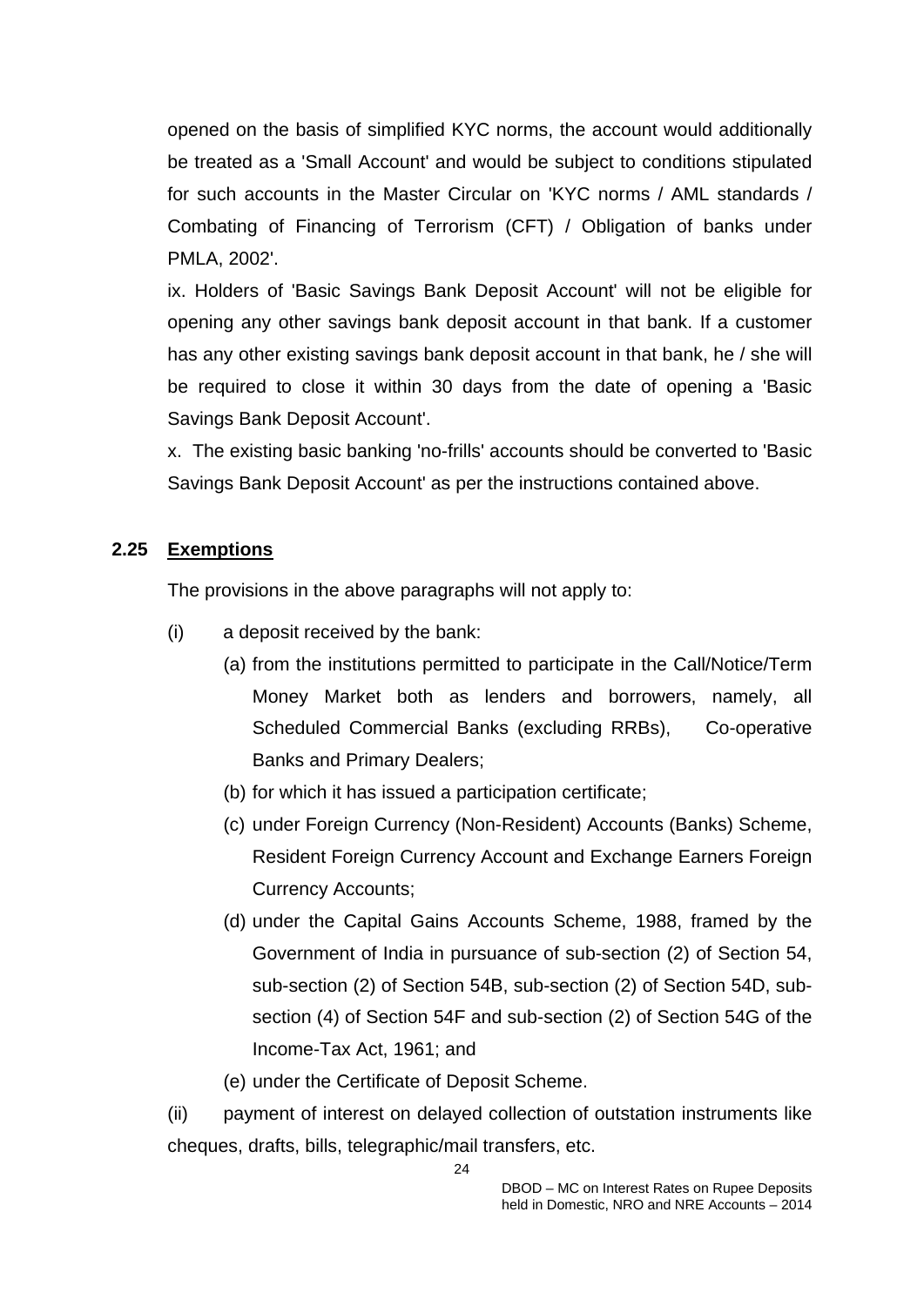opened on the basis of simplified KYC norms, the account would additionally be treated as a 'Small Account' and would be subject to conditions stipulated for such accounts in the Master Circular on 'KYC norms / AML standards / Combating of Financing of Terrorism (CFT) / Obligation of banks under PMLA, 2002'.

ix. Holders of 'Basic Savings Bank Deposit Account' will not be eligible for opening any other savings bank deposit account in that bank. If a customer has any other existing savings bank deposit account in that bank, he / she will be required to close it within 30 days from the date of opening a 'Basic Savings Bank Deposit Account'.

x. The existing basic banking 'no-frills' accounts should be converted to 'Basic Savings Bank Deposit Account' as per the instructions contained above.

### 2.25 Exemptions

The provisions in the above paragraphs will not apply to:

(i) a deposit received by the bank:

- (a) from the institutions permitted to participate in the Call/Notice/Term Money Market both as lenders and borrowers, namely, all Scheduled Commercial Banks (excluding RRBs), Co-operative Banks and Primary Dealers;
- (b) for which it has issued a participation certificate;
- (c) under Foreign Currency (Non-Resident) Accounts (Banks) Scheme, Resident Foreign Currency Account and Exchange Earners Foreign Currency Accounts;
- (d) under the Capital Gains Accounts Scheme, 1988, framed by the Government of India in pursuance of sub-section (2) of Section 54, sub-section (2) of Section 54B, sub-section (2) of Section 54D, sub-section (4) of Section 54F and sub-section (2) of Section 54G of the Income-Tax Act, 1961; and
- (e) under the Certificate of Deposit Scheme.

(ii) payment of interest on delayed collection of outstation instruments like cheques, drafts, bills, telegraphic/mail transfers, etc.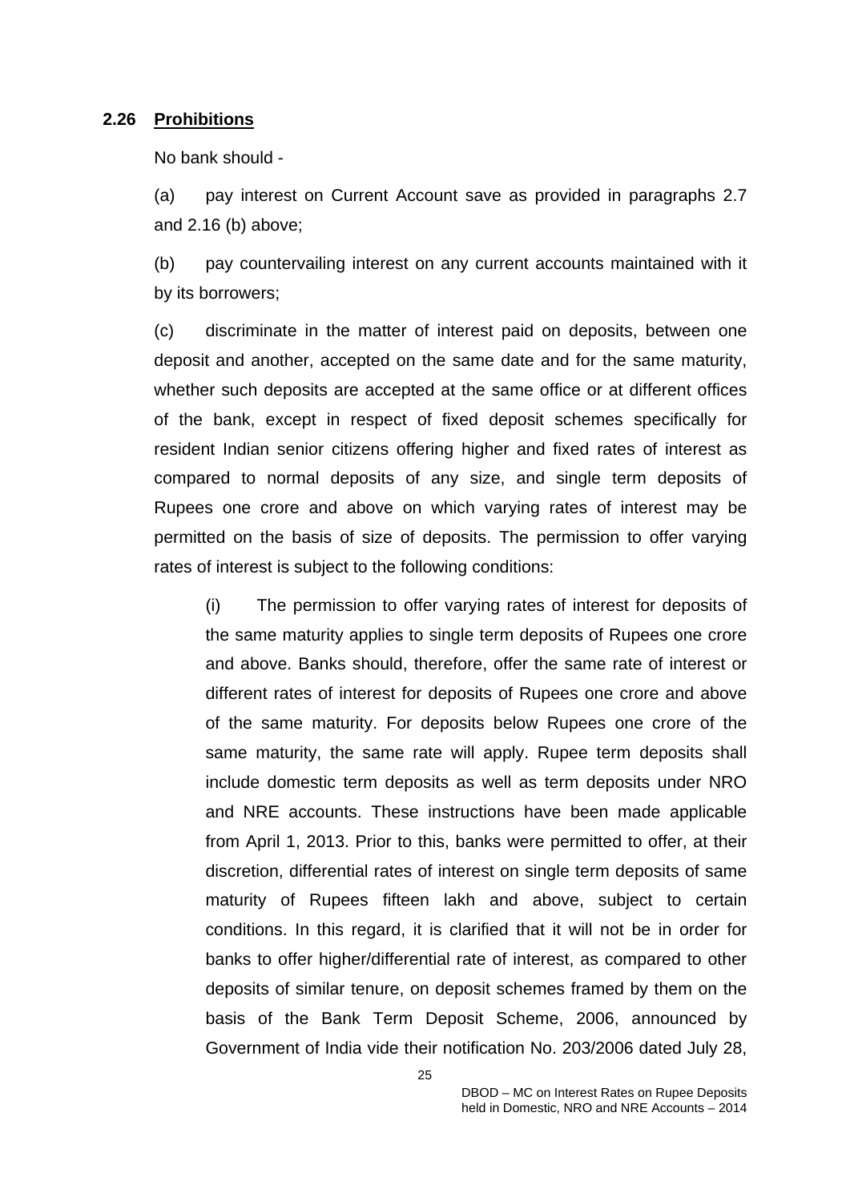### 2.26 Prohibitions

No bank should -

(a) pay interest on Current Account save as provided in paragraphs 2.7 and 2.16 (b) above;

(b) pay countervailing interest on any current accounts maintained with it by its borrowers;

(c) discriminate in the matter of interest paid on deposits, between one deposit and another, accepted on the same date and for the same maturity, whether such deposits are accepted at the same office or at different offices of the bank, except in respect of fixed deposit schemes specifically for resident Indian senior citizens offering higher and fixed rates of interest as compared to normal deposits of any size, and single term deposits of Rupees one crore and above on which varying rates of interest may be permitted on the basis of size of deposits. The permission to offer varying rates of interest is subject to the following conditions:

(i) The permission to offer varying rates of interest for deposits of the same maturity applies to single term deposits of Rupees one crore and above. Banks should, therefore, offer the same rate of interest or different rates of interest for deposits of Rupees one crore and above of the same maturity. For deposits below Rupees one crore of the same maturity, the same rate will apply. Rupee term deposits shall include domestic term deposits as well as term deposits under NRO and NRE accounts. These instructions have been made applicable from April 1, 2013. Prior to this, banks were permitted to offer, at their discretion, differential rates of interest on single term deposits of same maturity of Rupees fifteen lakh and above, subject to certain conditions. In this regard, it is clarified that it will not be in order for banks to offer higher/differential rate of interest, as compared to other deposits of similar tenure, on deposit schemes framed by them on the basis of the Bank Term Deposit Scheme, 2006, announced by Government of India vide their notification No. 203/2006 dated July 28,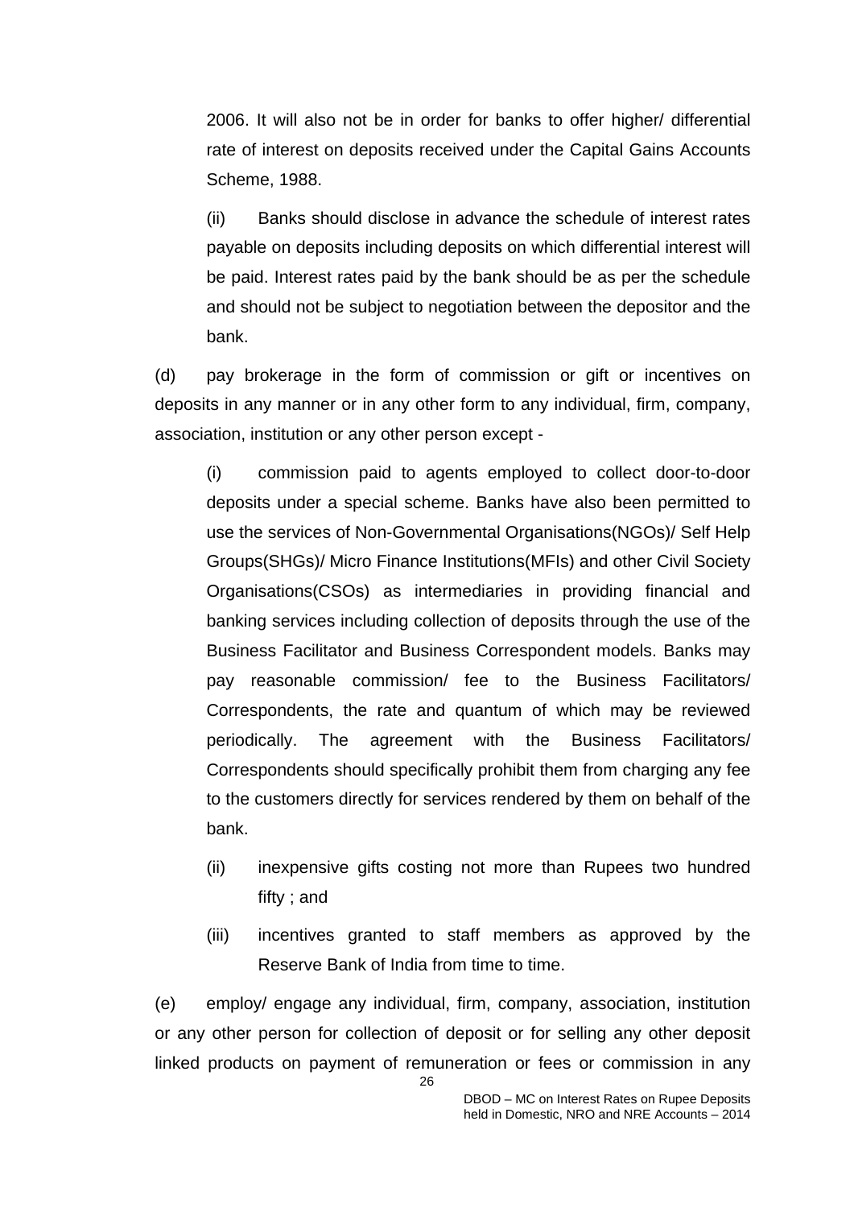2006. It will also not be in order for banks to offer higher/ differential rate of interest on deposits received under the Capital Gains Accounts Scheme, 1988.

(ii) Banks should disclose in advance the schedule of interest rates payable on deposits including deposits on which differential interest will be paid. Interest rates paid by the bank should be as per the schedule and should not be subject to negotiation between the depositor and the bank.

(d) pay brokerage in the form of commission or gift or incentives on deposits in any manner or in any other form to any individual, firm, company, association, institution or any other person except -

(i) commission paid to agents employed to collect door-to-door deposits under a special scheme. Banks have also been permitted to use the services of Non-Governmental Organisations(NGOs)/ Self Help Groups(SHGs)/ Micro Finance Institutions(MFIs) and other Civil Society Organisations(CSOs) as intermediaries in providing financial and banking services including collection of deposits through the use of the Business Facilitator and Business Correspondent models. Banks may pay reasonable commission/ fee to the Business Facilitators/ Correspondents, the rate and quantum of which may be reviewed periodically. The agreement with the Business Facilitators/ Correspondents should specifically prohibit them from charging any fee to the customers directly for services rendered by them on behalf of the bank.

(ii) inexpensive gifts costing not more than Rupees two hundred fifty ; and

(iii) incentives granted to staff members as approved by the Reserve Bank of India from time to time.

(e) employ/ engage any individual, firm, company, association, institution or any other person for collection of deposit or for selling any other deposit linked products on payment of remuneration or fees or commission in any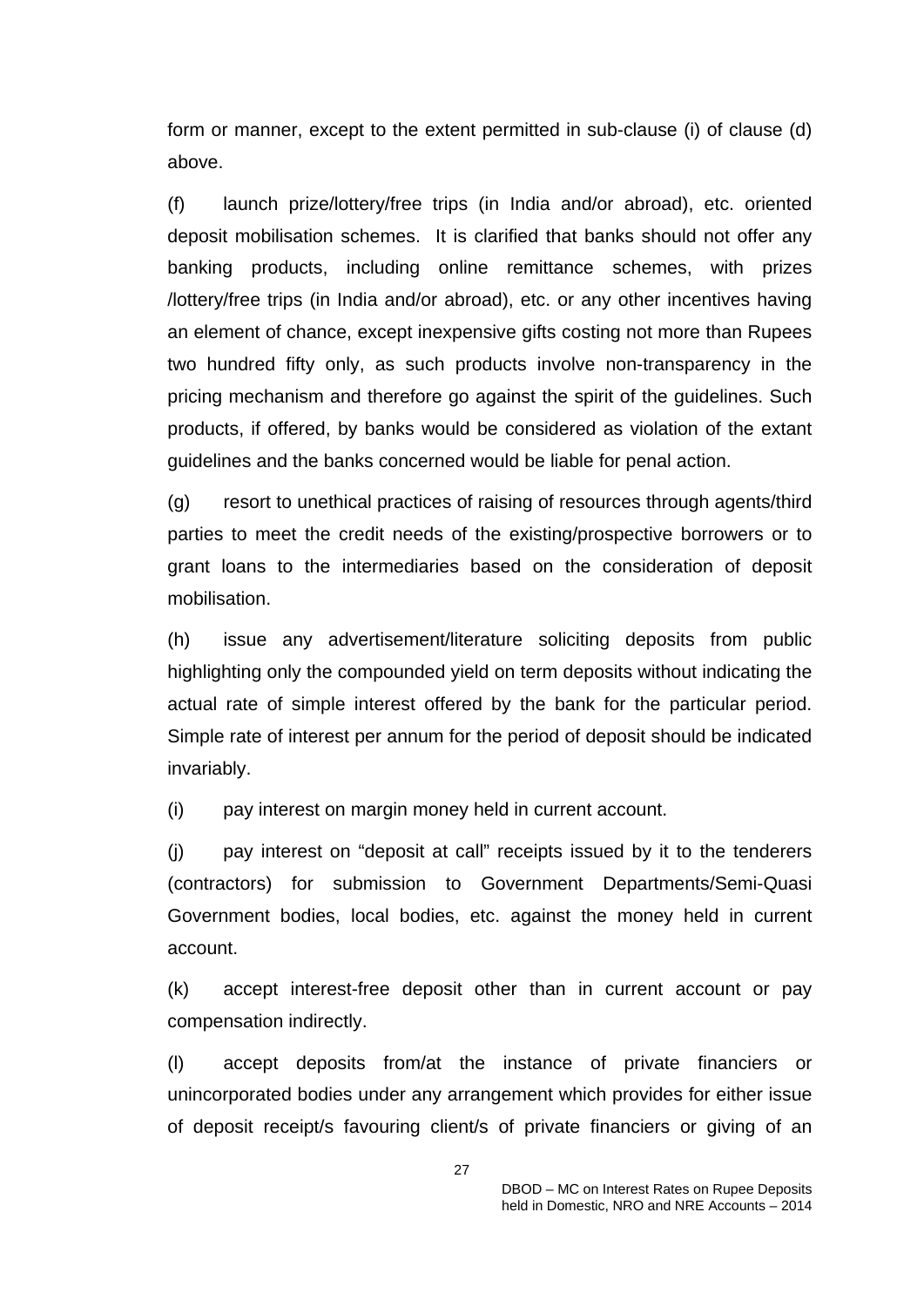form or manner, except to the extent permitted in sub-clause (i) of clause (d) above.

(f) launch prize/lottery/free trips (in India and/or abroad), etc. oriented deposit mobilisation schemes. It is clarified that banks should not offer any banking products, including online remittance schemes, with prizes /lottery/free trips (in India and/or abroad), etc. or any other incentives having an element of chance, except inexpensive gifts costing not more than Rupees two hundred fifty only, as such products involve non-transparency in the pricing mechanism and therefore go against the spirit of the guidelines. Such products, if offered, by banks would be considered as violation of the extant guidelines and the banks concerned would be liable for penal action.

(g) resort to unethical practices of raising of resources through agents/third parties to meet the credit needs of the existing/prospective borrowers or to grant loans to the intermediaries based on the consideration of deposit mobilisation.

(h) issue any advertisement/literature soliciting deposits from public highlighting only the compounded yield on term deposits without indicating the actual rate of simple interest offered by the bank for the particular period. Simple rate of interest per annum for the period of deposit should be indicated invariably.

(i) pay interest on margin money held in current account.

(j) pay interest on "deposit at call" receipts issued by it to the tenderers (contractors) for submission to Government Departments/Semi-Quasi Government bodies, local bodies, etc. against the money held in current account.

(k) accept interest-free deposit other than in current account or pay compensation indirectly.

(l) accept deposits from/at the instance of private financiers or unincorporated bodies under any arrangement which provides for either issue of deposit receipt/s favouring client/s of private financiers or giving of an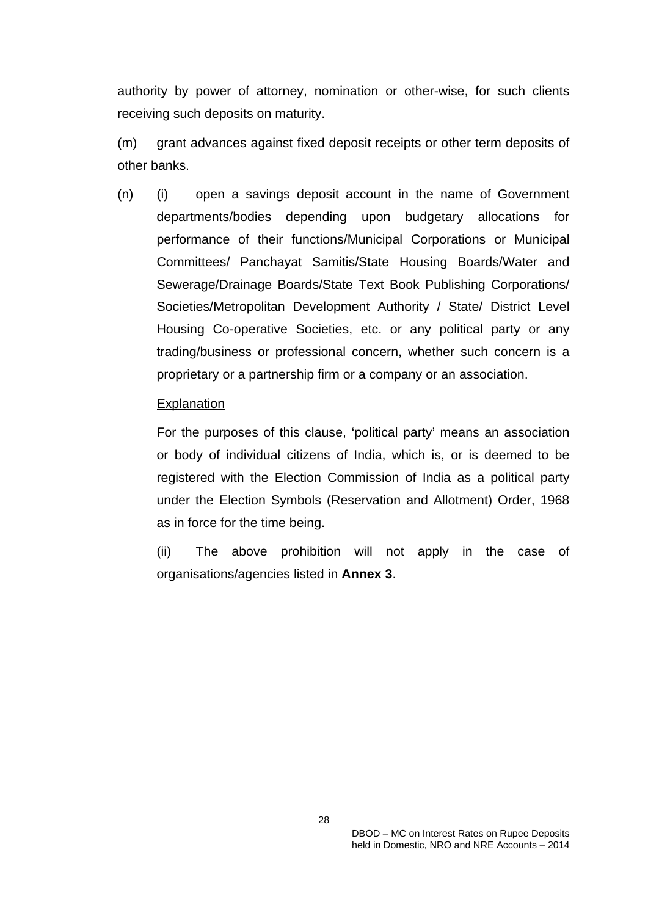authority by power of attorney, nomination or other-wise, for such clients receiving such deposits on maturity.

(m) grant advances against fixed deposit receipts or other term deposits of other banks.

(n) (i) open a savings deposit account in the name of Government departments/bodies depending upon budgetary allocations for performance of their functions/Municipal Corporations or Municipal Committees/ Panchayat Samitis/State Housing Boards/Water and Sewerage/Drainage Boards/State Text Book Publishing Corporations/ Societies/Metropolitan Development Authority / State/ District Level Housing Co-operative Societies, etc. or any political party or any trading/business or professional concern, whether such concern is a proprietary or a partnership firm or a company or an association.

Explanation

For the purposes of this clause, 'political party' means an association or body of individual citizens of India, which is, or is deemed to be registered with the Election Commission of India as a political party under the Election Symbols (Reservation and Allotment) Order, 1968 as in force for the time being.

(ii) The above prohibition will not apply in the case of organisations/agencies listed in **Annex 3**.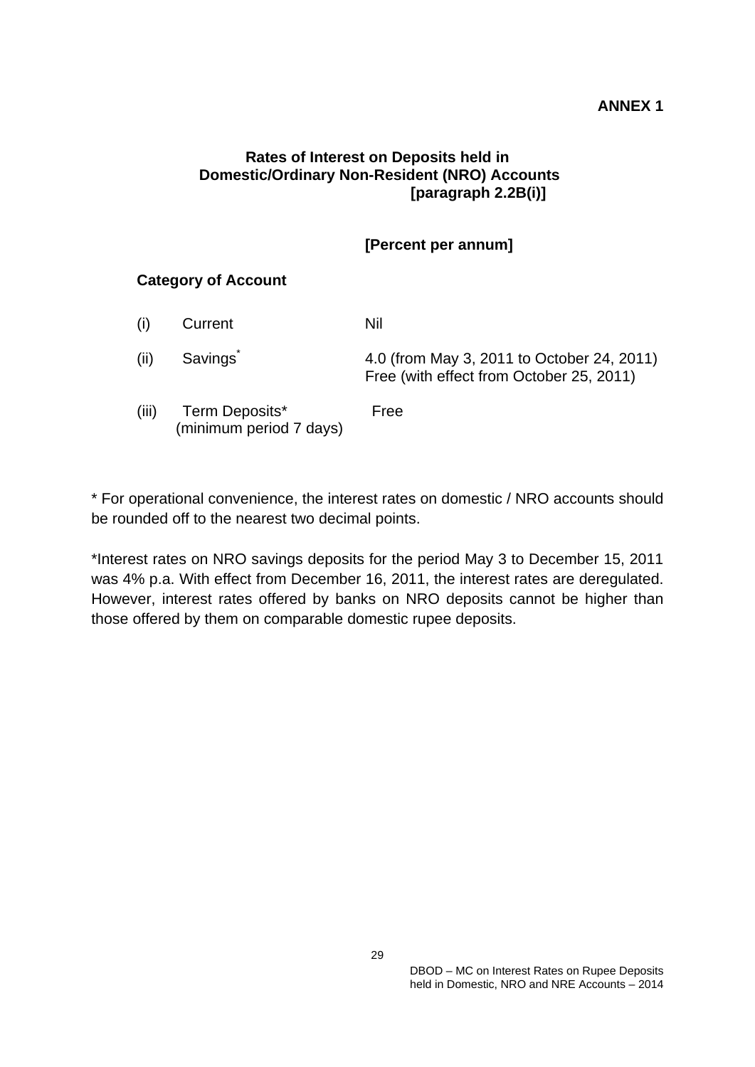**ANNEX 1**

## Rates of Interest on Deposits held in Domestic/Ordinary Non-Resident (NRO) Accounts
**[paragraph 2.2B(i)]**

**[Percent per annum]**

| Category of Account | |
|---|---|
| (i) Current | Nil |
| (ii) Savings* | 4.0 (from May 3, 2011 to October 24, 2011)<br>Free (with effect from October 25, 2011) |
| (iii) Term Deposits* (minimum period 7 days) | Free |

* For operational convenience, the interest rates on domestic / NRO accounts should be rounded off to the nearest two decimal points.

*Interest rates on NRO savings deposits for the period May 3 to December 15, 2011 was 4% p.a. With effect from December 16, 2011, the interest rates are deregulated. However, interest rates offered by banks on NRO deposits cannot be higher than those offered by them on comparable domestic rupee deposits.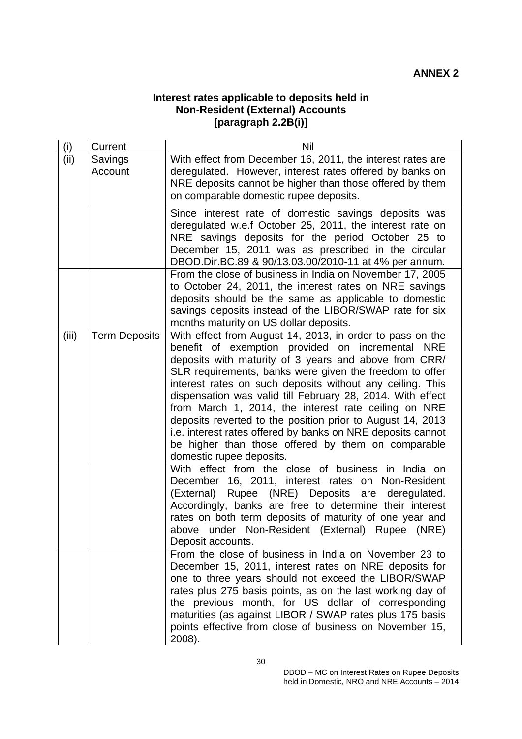**ANNEX 2**

**Interest rates applicable to deposits held in Non-Resident (External) Accounts [paragraph 2.2B(i)]**

| (i) | Current | Nil |
|---|---|---|
| (ii) | Savings Account | With effect from December 16, 2011, the interest rates are deregulated. However, interest rates offered by banks on NRE deposits cannot be higher than those offered by them on comparable domestic rupee deposits. |
| | | Since interest rate of domestic savings deposits was deregulated w.e.f October 25, 2011, the interest rate on NRE savings deposits for the period October 25 to December 15, 2011 was as prescribed in the circular DBOD.Dir.BC.89 & 90/13.03.00/2010-11 at 4% per annum. |
| | | From the close of business in India on November 17, 2005 to October 24, 2011, the interest rates on NRE savings deposits should be the same as applicable to domestic savings deposits instead of the LIBOR/SWAP rate for six months maturity on US dollar deposits. |
| (iii) | Term Deposits | With effect from August 14, 2013, in order to pass on the benefit of exemption provided on incremental NRE deposits with maturity of 3 years and above from CRR/ SLR requirements, banks were given the freedom to offer interest rates on such deposits without any ceiling. This dispensation was valid till February 28, 2014. With effect from March 1, 2014, the interest rate ceiling on NRE deposits reverted to the position prior to August 14, 2013 i.e. interest rates offered by banks on NRE deposits cannot be higher than those offered by them on comparable domestic rupee deposits. |
| | | With effect from the close of business in India on December 16, 2011, interest rates on Non-Resident (External) Rupee (NRE) Deposits are deregulated. Accordingly, banks are free to determine their interest rates on both term deposits of maturity of one year and above under Non-Resident (External) Rupee (NRE) Deposit accounts. |
| | | From the close of business in India on November 23 to December 15, 2011, interest rates on NRE deposits for one to three years should not exceed the LIBOR/SWAP rates plus 275 basis points, as on the last working day of the previous month, for US dollar of corresponding maturities (as against LIBOR / SWAP rates plus 175 basis points effective from close of business on November 15, 2008). |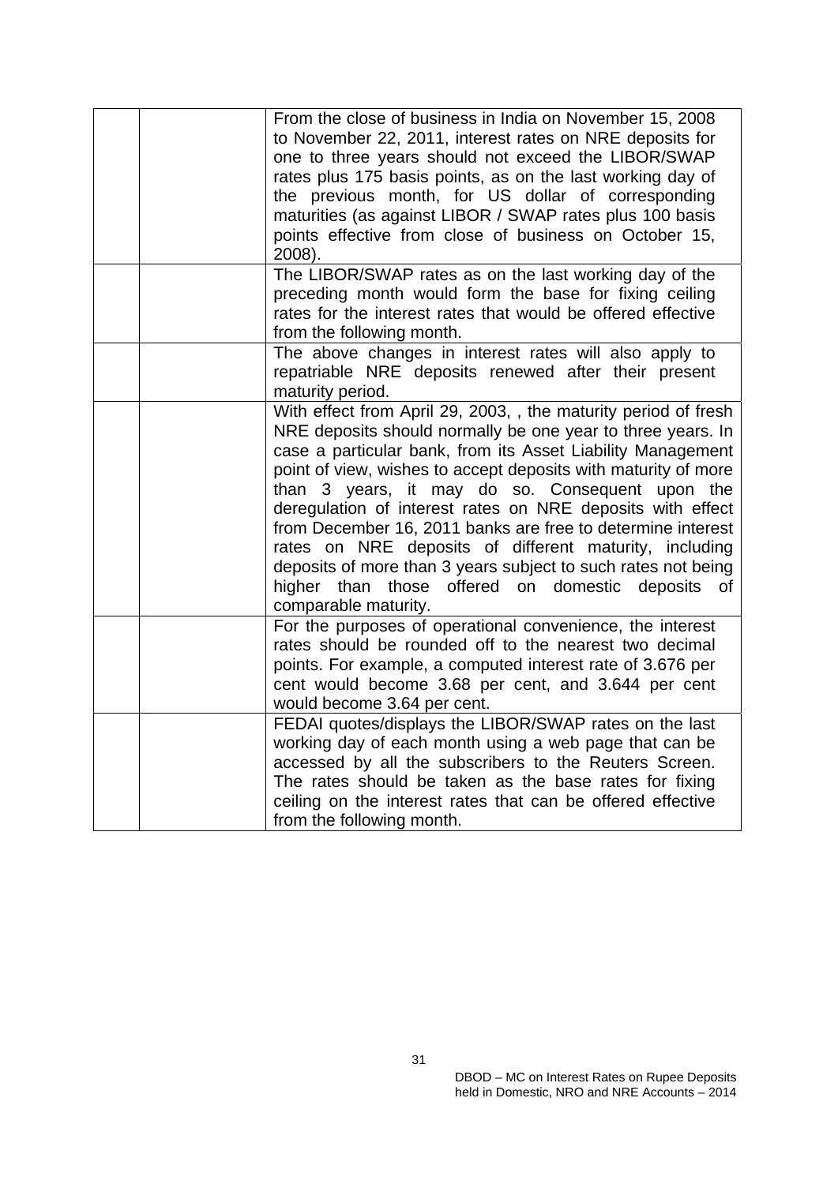|  |  |  |
| --- | --- | --- |
|  |  | From the close of business in India on November 15, 2008 to November 22, 2011, interest rates on NRE deposits for one to three years should not exceed the LIBOR/SWAP rates plus 175 basis points, as on the last working day of the previous month, for US dollar of corresponding maturities (as against LIBOR / SWAP rates plus 100 basis points effective from close of business on October 15, 2008). |
|  |  | The LIBOR/SWAP rates as on the last working day of the preceding month would form the base for fixing ceiling rates for the interest rates that would be offered effective from the following month. |
|  |  | The above changes in interest rates will also apply to repatriable NRE deposits renewed after their present maturity period. |
|  |  | With effect from April 29, 2003, , the maturity period of fresh NRE deposits should normally be one year to three years. In case a particular bank, from its Asset Liability Management point of view, wishes to accept deposits with maturity of more than 3 years, it may do so. Consequent upon the deregulation of interest rates on NRE deposits with effect from December 16, 2011 banks are free to determine interest rates on NRE deposits of different maturity, including deposits of more than 3 years subject to such rates not being higher than those offered on domestic deposits of comparable maturity. |
|  |  | For the purposes of operational convenience, the interest rates should be rounded off to the nearest two decimal points. For example, a computed interest rate of 3.676 per cent would become 3.68 per cent, and 3.644 per cent would become 3.64 per cent. |
|  |  | FEDAI quotes/displays the LIBOR/SWAP rates on the last working day of each month using a web page that can be accessed by all the subscribers to the Reuters Screen. The rates should be taken as the base rates for fixing ceiling on the interest rates that can be offered effective from the following month. |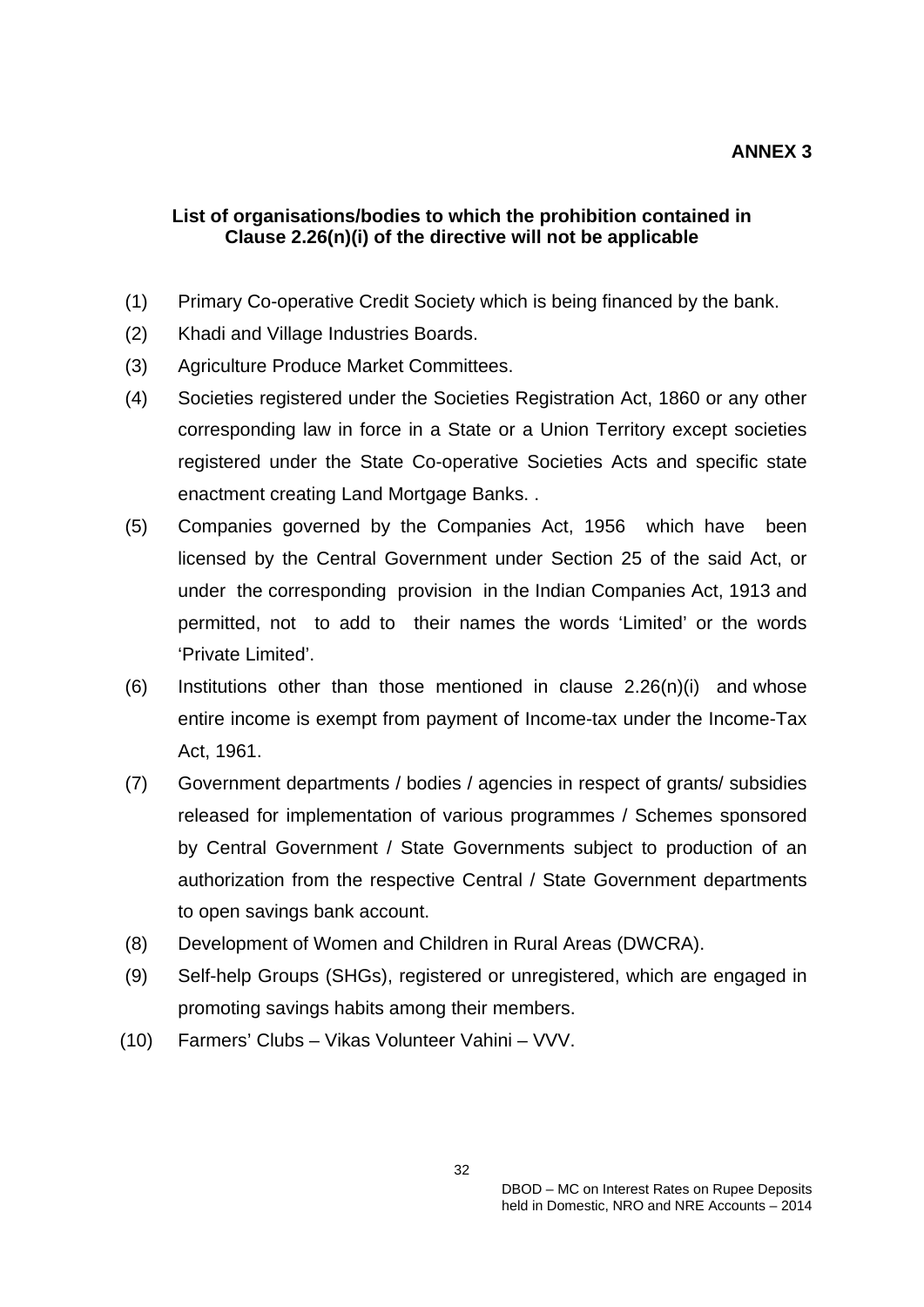**ANNEX 3**

## List of organisations/bodies to which the prohibition contained in Clause 2.26(n)(i) of the directive will not be applicable

(1) Primary Co-operative Credit Society which is being financed by the bank.

(2) Khadi and Village Industries Boards.

(3) Agriculture Produce Market Committees.

(4) Societies registered under the Societies Registration Act, 1860 or any other corresponding law in force in a State or a Union Territory except societies registered under the State Co-operative Societies Acts and specific state enactment creating Land Mortgage Banks. .

(5) Companies governed by the Companies Act, 1956 which have been licensed by the Central Government under Section 25 of the said Act, or under the corresponding provision in the Indian Companies Act, 1913 and permitted, not to add to their names the words 'Limited' or the words 'Private Limited'.

(6) Institutions other than those mentioned in clause 2.26(n)(i) and whose entire income is exempt from payment of Income-tax under the Income-Tax Act, 1961.

(7) Government departments / bodies / agencies in respect of grants/ subsidies released for implementation of various programmes / Schemes sponsored by Central Government / State Governments subject to production of an authorization from the respective Central / State Government departments to open savings bank account.

(8) Development of Women and Children in Rural Areas (DWCRA).

(9) Self-help Groups (SHGs), registered or unregistered, which are engaged in promoting savings habits among their members.

(10) Farmers' Clubs – Vikas Volunteer Vahini – VVV.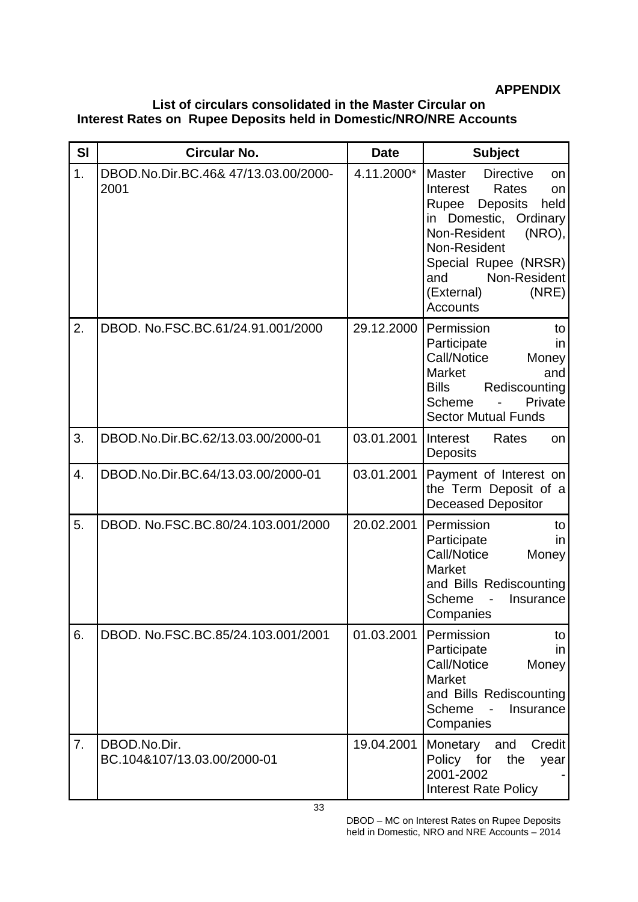**APPENDIX**

**List of circulars consolidated in the Master Circular on Interest Rates on Rupee Deposits held in Domestic/NRO/NRE Accounts**

| Sl | Circular No. | Date | Subject |
|---|---|---|---|
| 1. | DBOD.No.Dir.BC.46& 47/13.03.00/2000-2001 | 4.11.2000* | Master Directive on Interest Rates on Rupee Deposits held in Domestic, Ordinary Non-Resident (NRO), Non-Resident Special Rupee (NRSR) and Non-Resident (External) (NRE) Accounts |
| 2. | DBOD. No.FSC.BC.61/24.91.001/2000 | 29.12.2000 | Permission to Participate in Call/Notice Money Market and Bills Rediscounting Scheme - Private Sector Mutual Funds |
| 3. | DBOD.No.Dir.BC.62/13.03.00/2000-01 | 03.01.2001 | Interest Rates on Deposits |
| 4. | DBOD.No.Dir.BC.64/13.03.00/2000-01 | 03.01.2001 | Payment of Interest on the Term Deposit of a Deceased Depositor |
| 5. | DBOD. No.FSC.BC.80/24.103.001/2000 | 20.02.2001 | Permission to Participate in Call/Notice Money Market and Bills Rediscounting Scheme - Insurance Companies |
| 6. | DBOD. No.FSC.BC.85/24.103.001/2001 | 01.03.2001 | Permission to Participate in Call/Notice Money Market and Bills Rediscounting Scheme - Insurance Companies |
| 7. | DBOD.No.Dir. BC.104&107/13.03.00/2000-01 | 19.04.2001 | Monetary and Credit Policy for the year 2001-2002 - Interest Rate Policy |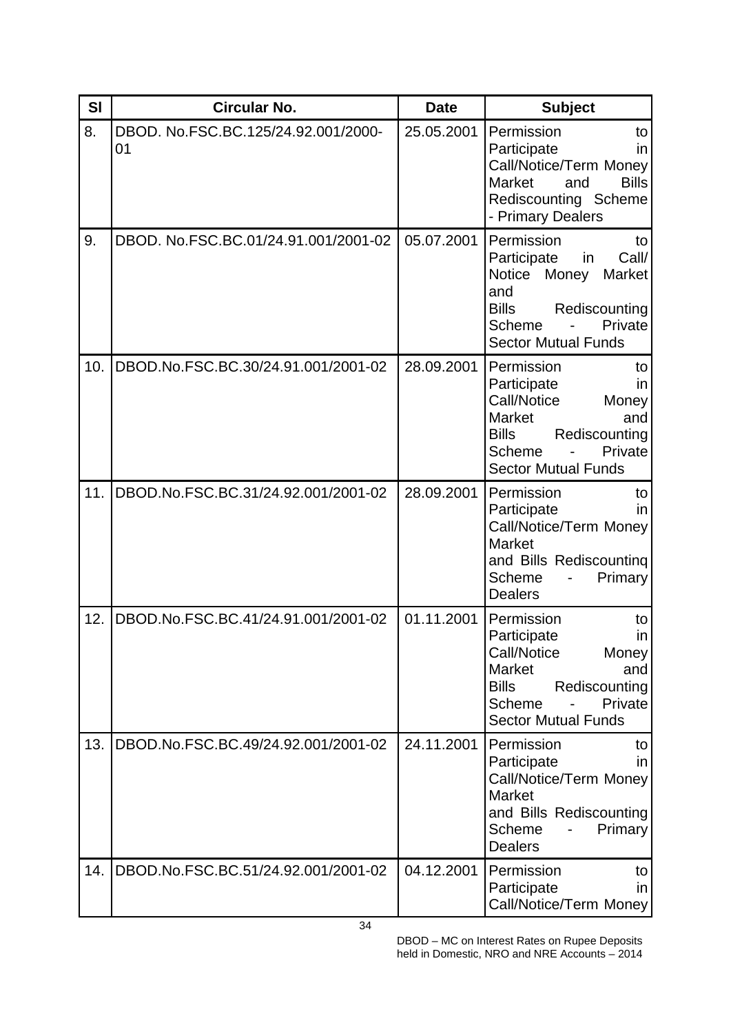| Sl | Circular No. | Date | Subject |
|---|---|---|---|
| 8. | DBOD. No.FSC.BC.125/24.92.001/2000-01 | 25.05.2001 | Permission to Participate in Call/Notice/Term Money Market and Bills Rediscounting Scheme - Primary Dealers |
| 9. | DBOD. No.FSC.BC.01/24.91.001/2001-02 | 05.07.2001 | Permission to Participate in Call/ Notice Money Market and Bills Rediscounting Scheme - Private Sector Mutual Funds |
| 10. | DBOD.No.FSC.BC.30/24.91.001/2001-02 | 28.09.2001 | Permission to Participate in Call/Notice Money Market and Bills Rediscounting Scheme - Private Sector Mutual Funds |
| 11. | DBOD.No.FSC.BC.31/24.92.001/2001-02 | 28.09.2001 | Permission to Participate in Call/Notice/Term Money Market and Bills Rediscountinq Scheme - Primary Dealers |
| 12. | DBOD.No.FSC.BC.41/24.91.001/2001-02 | 01.11.2001 | Permission to Participate in Call/Notice Money Market and Bills Rediscounting Scheme - Private Sector Mutual Funds |
| 13. | DBOD.No.FSC.BC.49/24.92.001/2001-02 | 24.11.2001 | Permission to Participate in Call/Notice/Term Money Market and Bills Rediscounting Scheme - Primary Dealers |
| 14. | DBOD.No.FSC.BC.51/24.92.001/2001-02 | 04.12.2001 | Permission to Participate in Call/Notice/Term Money |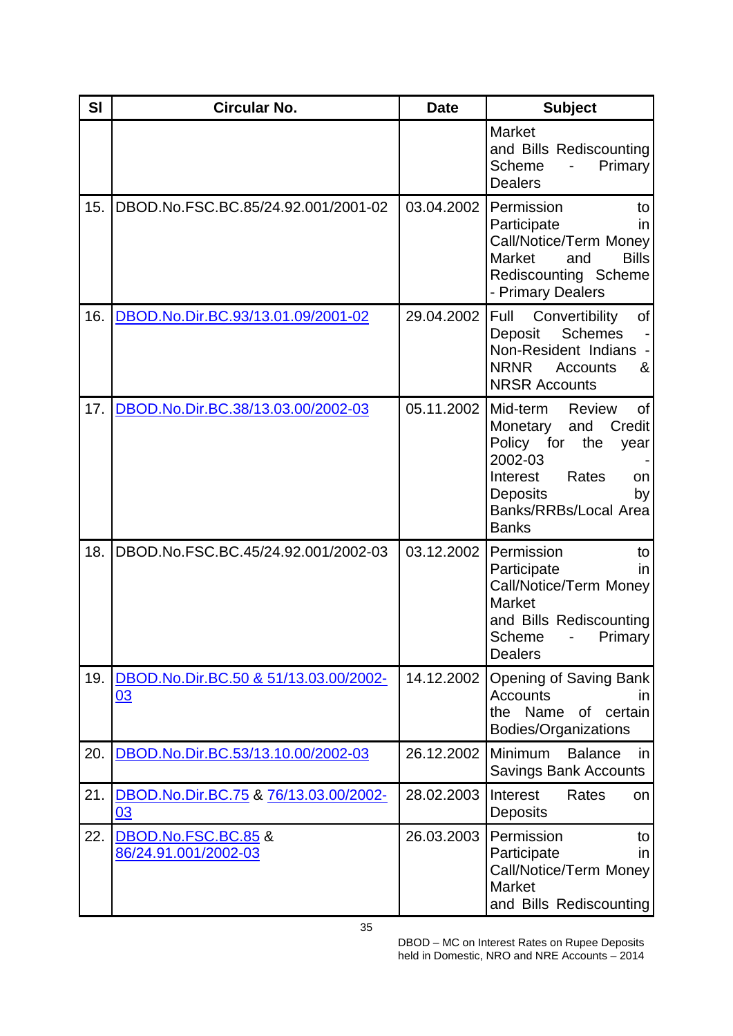| Sl | Circular No. | Date | Subject |
|---|---|---|---|
| | | | Market and Bills Rediscounting Scheme - Primary Dealers |
| 15. | DBOD.No.FSC.BC.85/24.92.001/2001-02 | 03.04.2002 | Permission to Participate in Call/Notice/Term Money Market and Bills Rediscounting Scheme - Primary Dealers |
| 16. | DBOD.No.Dir.BC.93/13.01.09/2001-02 | 29.04.2002 | Full Convertibility of Deposit Schemes - Non-Resident Indians - NRNR Accounts & NRSR Accounts |
| 17. | DBOD.No.Dir.BC.38/13.03.00/2002-03 | 05.11.2002 | Mid-term Review of Monetary and Credit Policy for the year 2002-03 - Interest Rates on Deposits by Banks/RRBs/Local Area Banks |
| 18. | DBOD.No.FSC.BC.45/24.92.001/2002-03 | 03.12.2002 | Permission to Participate in Call/Notice/Term Money Market and Bills Rediscounting Scheme - Primary Dealers |
| 19. | DBOD.No.Dir.BC.50 & 51/13.03.00/2002-03 | 14.12.2002 | Opening of Saving Bank Accounts in the Name of certain Bodies/Organizations |
| 20. | DBOD.No.Dir.BC.53/13.10.00/2002-03 | 26.12.2002 | Minimum Balance in Savings Bank Accounts |
| 21. | DBOD.No.Dir.BC.75 & 76/13.03.00/2002-03 | 28.02.2003 | Interest Rates on Deposits |
| 22. | DBOD.No.FSC.BC.85 & 86/24.91.001/2002-03 | 26.03.2003 | Permission to Participate in Call/Notice/Term Money Market and Bills Rediscounting |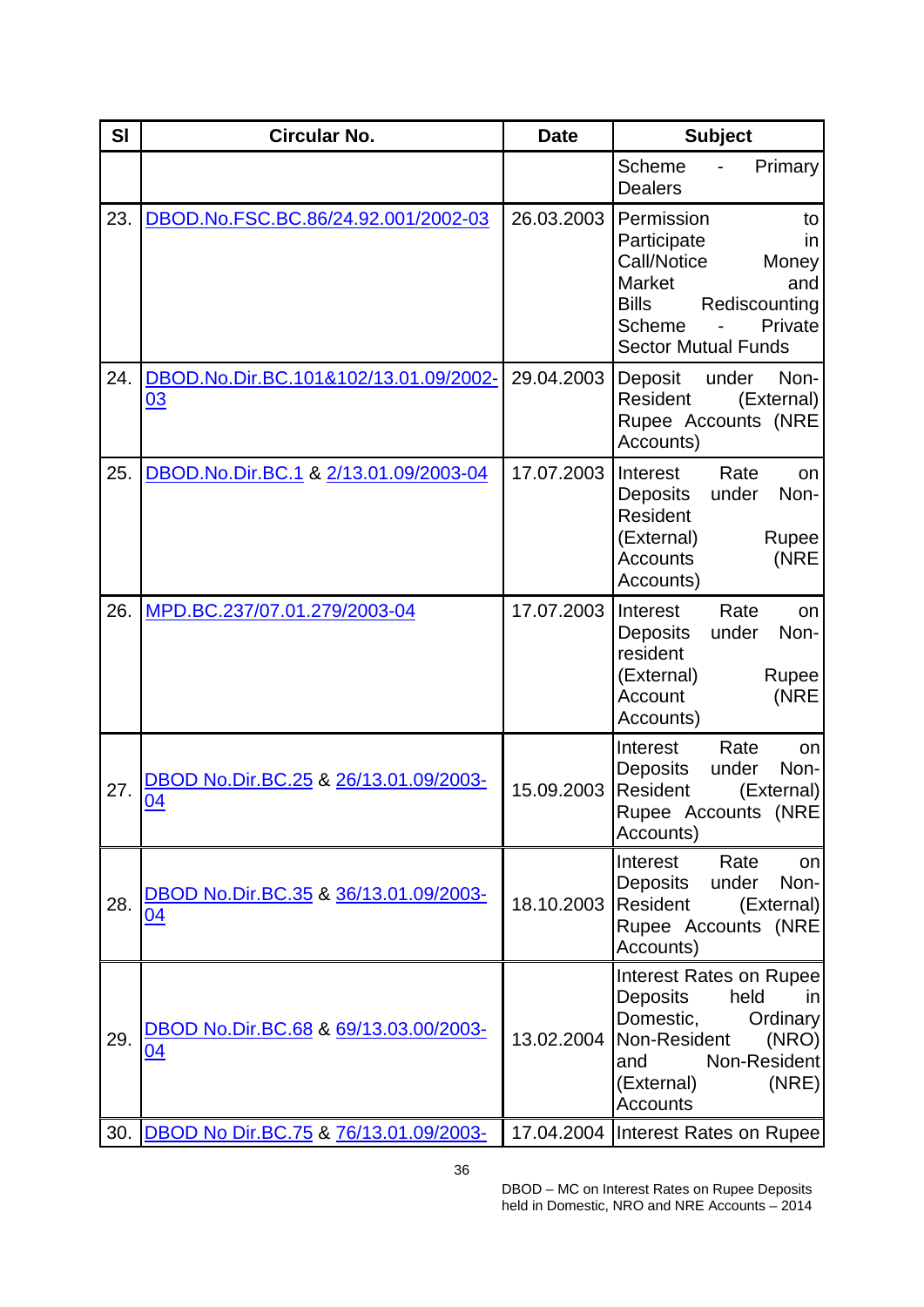| Sl | Circular No. | Date | Subject |
|---|---|---|---|
| | | | Scheme - Primary Dealers |
| 23. | DBOD.No.FSC.BC.86/24.92.001/2002-03 | 26.03.2003 | Permission to Participate in Call/Notice Money Market and Bills Rediscounting Scheme - Private Sector Mutual Funds |
| 24. | DBOD.No.Dir.BC.101&102/13.01.09/2002-03 | 29.04.2003 | Deposit under Non-Resident (External) Rupee Accounts (NRE Accounts) |
| 25. | DBOD.No.Dir.BC.1 & 2/13.01.09/2003-04 | 17.07.2003 | Interest Rate on Deposits under Non-Resident (External) Rupee Accounts (NRE Accounts) |
| 26. | MPD.BC.237/07.01.279/2003-04 | 17.07.2003 | Interest Rate on Deposits under Non-resident (External) Rupee Account (NRE Accounts) |
| 27. | DBOD No.Dir.BC.25 & 26/13.01.09/2003-04 | 15.09.2003 | Interest Rate on Deposits under Non-Resident (External) Rupee Accounts (NRE Accounts) |
| 28. | DBOD No.Dir.BC.35 & 36/13.01.09/2003-04 | 18.10.2003 | Interest Rate on Deposits under Non-Resident (External) Rupee Accounts (NRE Accounts) |
| 29. | DBOD No.Dir.BC.68 & 69/13.03.00/2003-04 | 13.02.2004 | Interest Rates on Rupee Deposits held in Domestic, Ordinary Non-Resident (NRO) and Non-Resident (External) (NRE) Accounts |
| 30. | DBOD No Dir.BC.75 & 76/13.01.09/2003- | 17.04.2004 | Interest Rates on Rupee |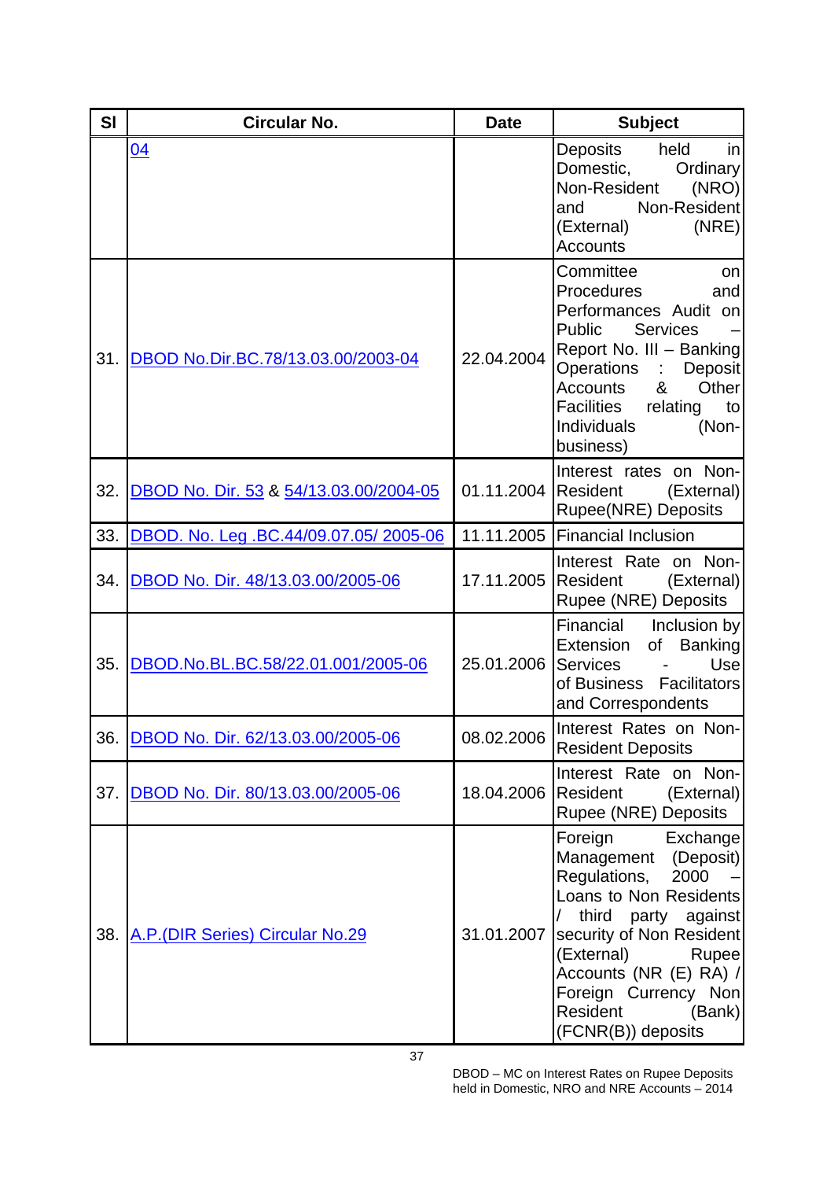| Sl | Circular No. | Date | Subject |
|---|---|---|---|
| | 04 | | Deposits held in Domestic, Ordinary Non-Resident (NRO) and Non-Resident (External) (NRE) Accounts |
| 31. | DBOD No.Dir.BC.78/13.03.00/2003-04 | 22.04.2004 | Committee on Procedures and Performances Audit on Public Services – Report No. III – Banking Operations : Deposit Accounts & Other Facilities relating to Individuals (Non-business) |
| 32. | DBOD No. Dir. 53 & 54/13.03.00/2004-05 | 01.11.2004 | Interest rates on Non-Resident (External) Rupee(NRE) Deposits |
| 33. | DBOD. No. Leg .BC.44/09.07.05/ 2005-06 | 11.11.2005 | Financial Inclusion |
| 34. | DBOD No. Dir. 48/13.03.00/2005-06 | 17.11.2005 | Interest Rate on Non-Resident (External) Rupee (NRE) Deposits |
| 35. | DBOD.No.BL.BC.58/22.01.001/2005-06 | 25.01.2006 | Financial Inclusion by Extension of Banking Services - Use of Business Facilitators and Correspondents |
| 36. | DBOD No. Dir. 62/13.03.00/2005-06 | 08.02.2006 | Interest Rates on Non-Resident Deposits |
| 37. | DBOD No. Dir. 80/13.03.00/2005-06 | 18.04.2006 | Interest Rate on Non-Resident (External) Rupee (NRE) Deposits |
| 38. | A.P.(DIR Series) Circular No.29 | 31.01.2007 | Foreign Exchange Management (Deposit) Regulations, 2000 – Loans to Non Residents / third party against security of Non Resident (External) Rupee Accounts (NR (E) RA) / Foreign Currency Non Resident (Bank) (FCNR(B)) deposits |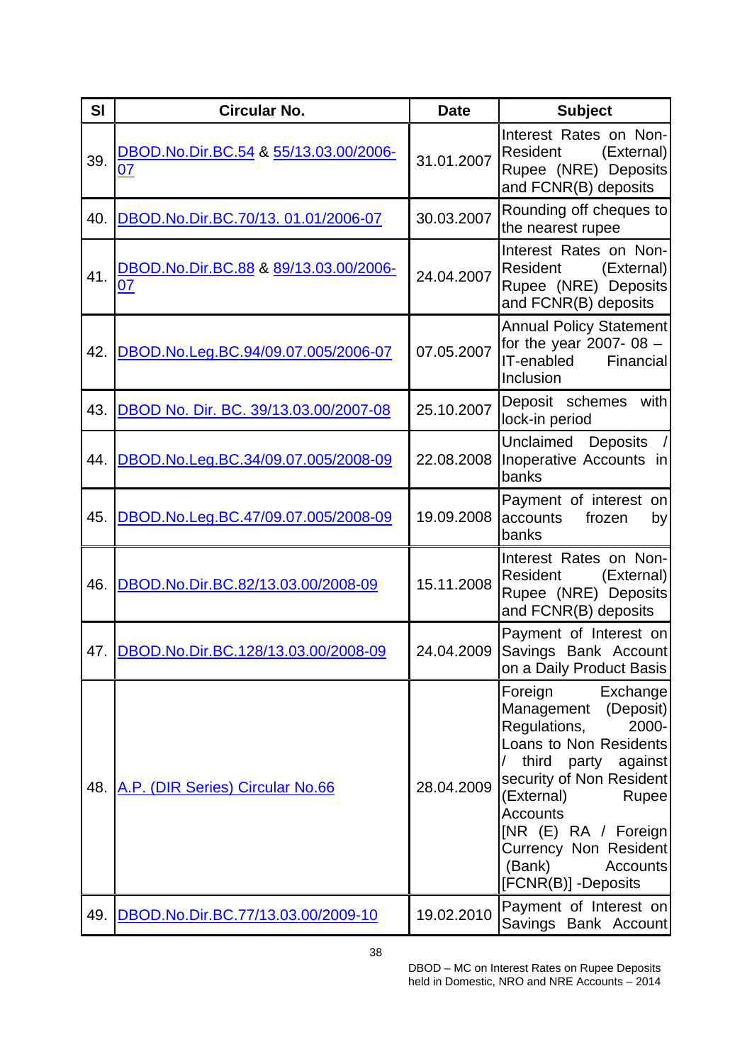| Sl | Circular No. | Date | Subject |
|---|---|---|---|
| 39. | DBOD.No.Dir.BC.54 & 55/13.03.00/2006-07 | 31.01.2007 | Interest Rates on Non-Resident (External) Rupee (NRE) Deposits and FCNR(B) deposits |
| 40. | DBOD.No.Dir.BC.70/13. 01.01/2006-07 | 30.03.2007 | Rounding off cheques to the nearest rupee |
| 41. | DBOD.No.Dir.BC.88 & 89/13.03.00/2006-07 | 24.04.2007 | Interest Rates on Non-Resident (External) Rupee (NRE) Deposits and FCNR(B) deposits |
| 42. | DBOD.No.Leg.BC.94/09.07.005/2006-07 | 07.05.2007 | Annual Policy Statement for the year 2007- 08 – IT-enabled Financial Inclusion |
| 43. | DBOD No. Dir. BC. 39/13.03.00/2007-08 | 25.10.2007 | Deposit schemes with lock-in period |
| 44. | DBOD.No.Leg.BC.34/09.07.005/2008-09 | 22.08.2008 | Unclaimed Deposits / Inoperative Accounts in banks |
| 45. | DBOD.No.Leg.BC.47/09.07.005/2008-09 | 19.09.2008 | Payment of interest on accounts frozen by banks |
| 46. | DBOD.No.Dir.BC.82/13.03.00/2008-09 | 15.11.2008 | Interest Rates on Non-Resident (External) Rupee (NRE) Deposits and FCNR(B) deposits |
| 47. | DBOD.No.Dir.BC.128/13.03.00/2008-09 | 24.04.2009 | Payment of Interest on Savings Bank Account on a Daily Product Basis |
| 48. | A.P. (DIR Series) Circular No.66 | 28.04.2009 | Foreign Exchange Management (Deposit) Regulations, 2000- Loans to Non Residents / third party against security of Non Resident (External) Rupee Accounts [NR (E) RA / Foreign Currency Non Resident (Bank) Accounts [FCNR(B)] -Deposits |
| 49. | DBOD.No.Dir.BC.77/13.03.00/2009-10 | 19.02.2010 | Payment of Interest on Savings Bank Account |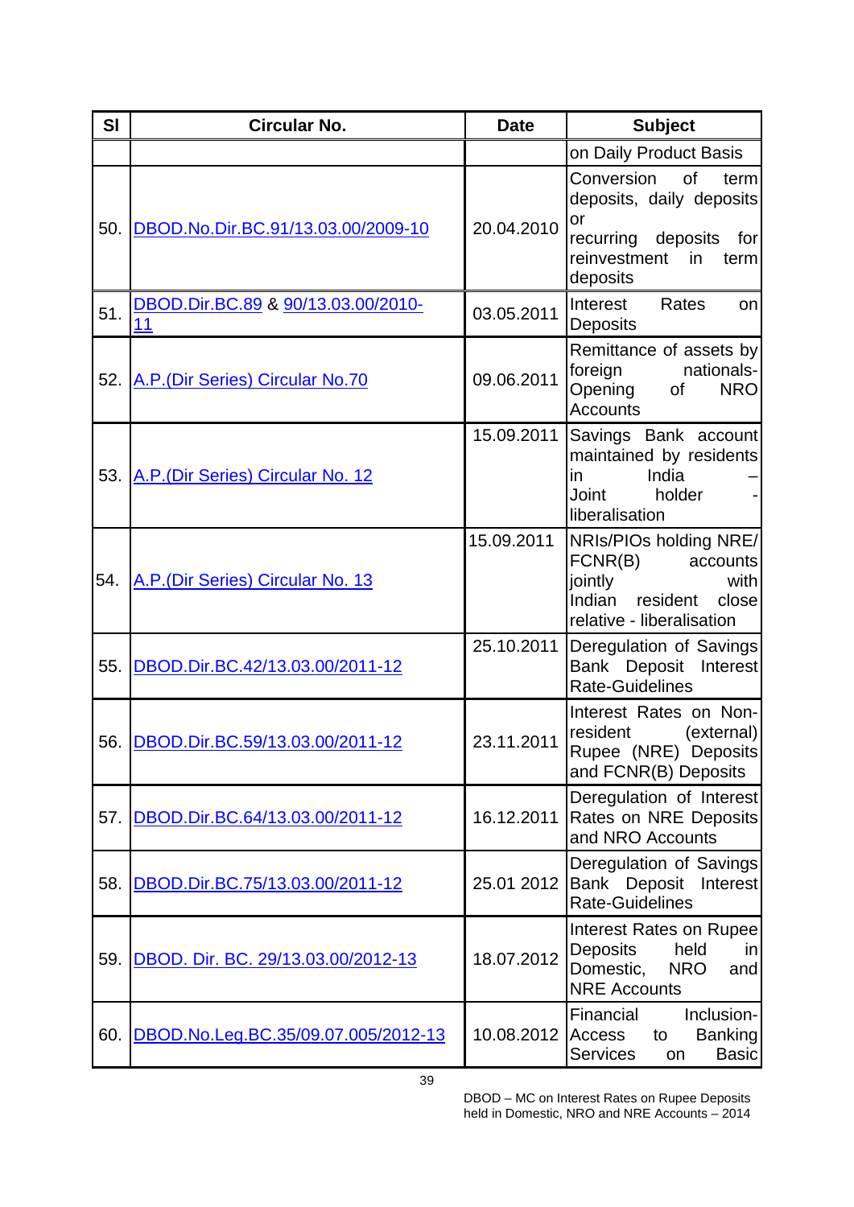| Sl | Circular No. | Date | Subject |
|---|---|---|---|
| | | | on Daily Product Basis |
| 50. | DBOD.No.Dir.BC.91/13.03.00/2009-10 | 20.04.2010 | Conversion of term deposits, daily deposits or recurring deposits for reinvestment in term deposits |
| 51. | DBOD.Dir.BC.89 & 90/13.03.00/2010-11 | 03.05.2011 | Interest Rates on Deposits |
| 52. | A.P.(Dir Series) Circular No.70 | 09.06.2011 | Remittance of assets by foreign nationals-Opening of NRO Accounts |
| 53. | A.P.(Dir Series) Circular No. 12 | 15.09.2011 | Savings Bank account maintained by residents in India – Joint holder - liberalisation |
| 54. | A.P.(Dir Series) Circular No. 13 | 15.09.2011 | NRIs/PIOs holding NRE/ FCNR(B) accounts jointly with Indian resident close relative - liberalisation |
| 55. | DBOD.Dir.BC.42/13.03.00/2011-12 | 25.10.2011 | Deregulation of Savings Bank Deposit Interest Rate-Guidelines |
| 56. | DBOD.Dir.BC.59/13.03.00/2011-12 | 23.11.2011 | Interest Rates on Non-resident (external) Rupee (NRE) Deposits and FCNR(B) Deposits |
| 57. | DBOD.Dir.BC.64/13.03.00/2011-12 | 16.12.2011 | Deregulation of Interest Rates on NRE Deposits and NRO Accounts |
| 58. | DBOD.Dir.BC.75/13.03.00/2011-12 | 25.01 2012 | Deregulation of Savings Bank Deposit Interest Rate-Guidelines |
| 59. | DBOD. Dir. BC. 29/13.03.00/2012-13 | 18.07.2012 | Interest Rates on Rupee Deposits held in Domestic, NRO and NRE Accounts |
| 60. | DBOD.No.Leg.BC.35/09.07.005/2012-13 | 10.08.2012 | Financial Inclusion-Access to Banking Services on Basic |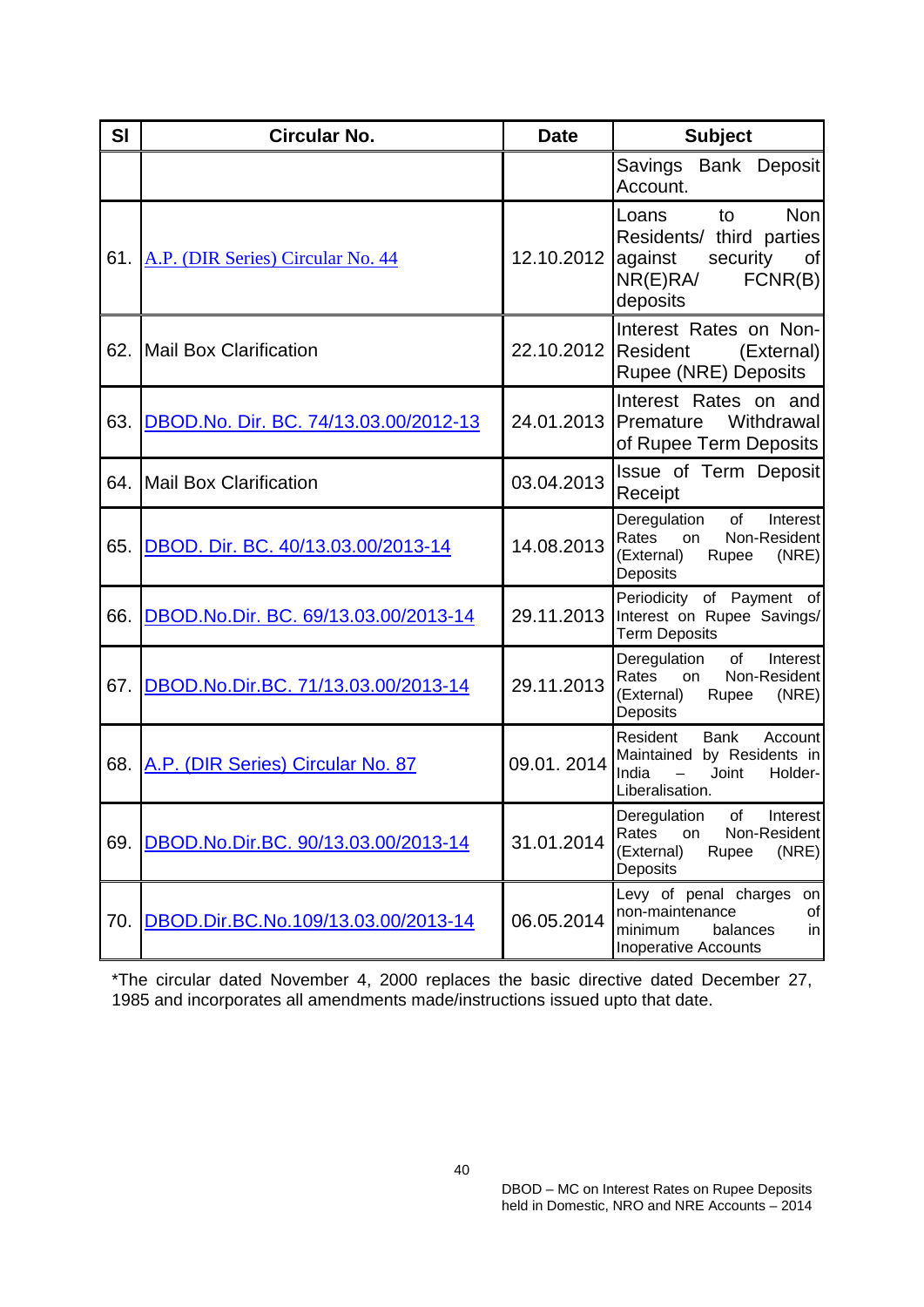| Sl | Circular No. | Date | Subject |
|---|---|---|---|
| | | | Savings Bank Deposit Account. |
| 61. | A.P. (DIR Series) Circular No. 44 | 12.10.2012 | Loans to Non Residents/ third parties against security of NR(E)RA/ FCNR(B) deposits |
| 62. | Mail Box Clarification | 22.10.2012 | Interest Rates on Non-Resident (External) Rupee (NRE) Deposits |
| 63. | DBOD.No. Dir. BC. 74/13.03.00/2012-13 | 24.01.2013 | Interest Rates on and Premature Withdrawal of Rupee Term Deposits |
| 64. | Mail Box Clarification | 03.04.2013 | Issue of Term Deposit Receipt |
| 65. | DBOD. Dir. BC. 40/13.03.00/2013-14 | 14.08.2013 | Deregulation of Interest Rates on Non-Resident (External) Rupee (NRE) Deposits |
| 66. | DBOD.No.Dir. BC. 69/13.03.00/2013-14 | 29.11.2013 | Periodicity of Payment of Interest on Rupee Savings/ Term Deposits |
| 67. | DBOD.No.Dir.BC. 71/13.03.00/2013-14 | 29.11.2013 | Deregulation of Interest Rates on Non-Resident (External) Rupee (NRE) Deposits |
| 68. | A.P. (DIR Series) Circular No. 87 | 09.01. 2014 | Resident Bank Account Maintained by Residents in India – Joint Holder-Liberalisation. |
| 69. | DBOD.No.Dir.BC. 90/13.03.00/2013-14 | 31.01.2014 | Deregulation of Interest Rates on Non-Resident (External) Rupee (NRE) Deposits |
| 70. | DBOD.Dir.BC.No.109/13.03.00/2013-14 | 06.05.2014 | Levy of penal charges on non-maintenance of minimum balances in Inoperative Accounts |

*The circular dated November 4, 2000 replaces the basic directive dated December 27, 1985 and incorporates all amendments made/instructions issued upto that date.